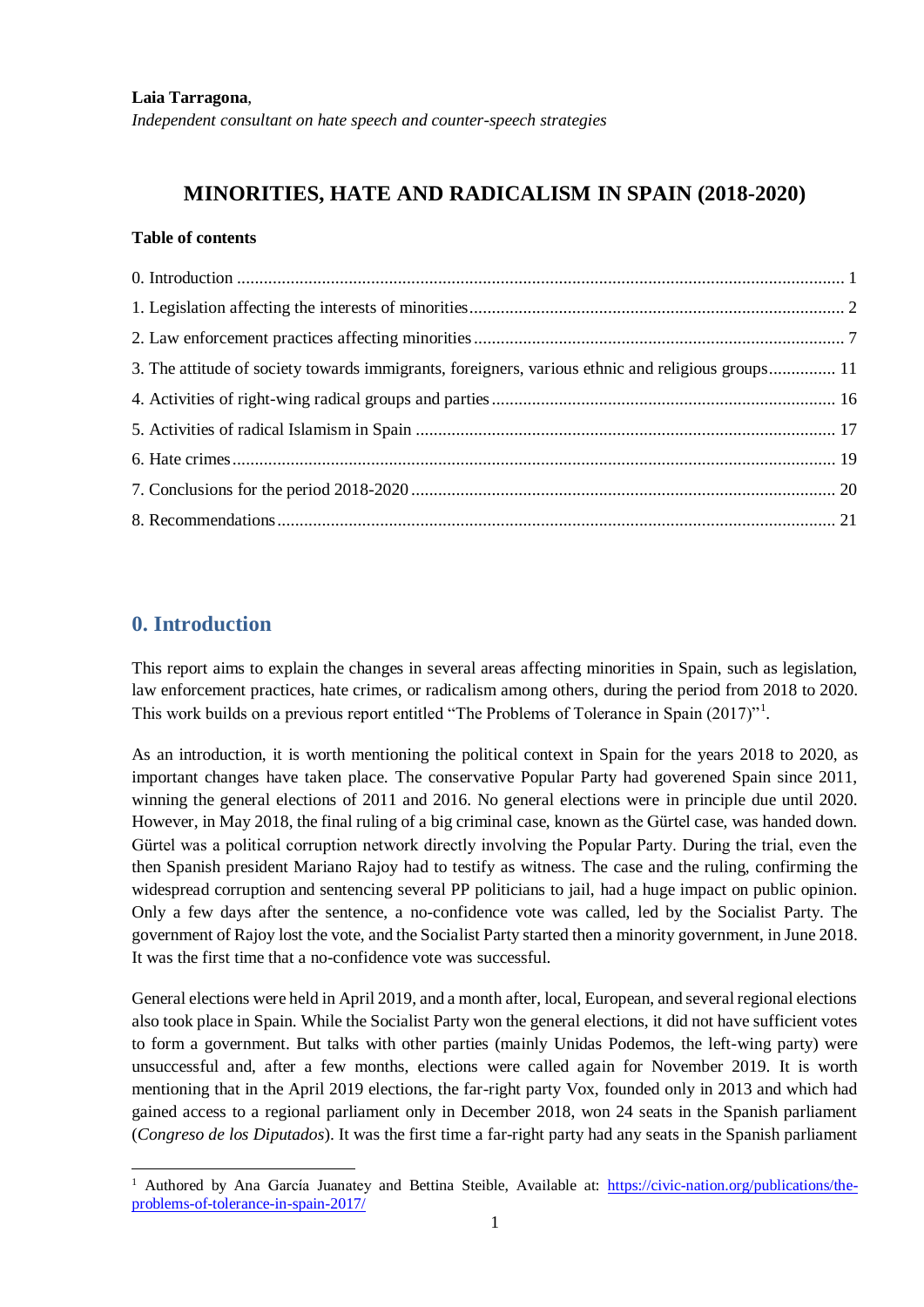**Laia Tarragona**,

*Independent consultant on hate speech and counter-speech strategies*

# MINORITIES, HATE AND RADICALISM IN SPAIN (2018-2020)

**Table of contents**

0. Introduction ....... 1
1. Legislation affecting the interests of minorities ....... 2
2. Law enforcement practices affecting minorities ....... 7
3. The attitude of society towards immigrants, foreigners, various ethnic and religious groups ....... 11
4. Activities of right-wing radical groups and parties ....... 16
5. Activities of radical Islamism in Spain ....... 17
6. Hate crimes ....... 19
7. Conclusions for the period 2018-2020 ....... 20
8. Recommendations ....... 21

## 0. Introduction

This report aims to explain the changes in several areas affecting minorities in Spain, such as legislation, law enforcement practices, hate crimes, or radicalism among others, during the period from 2018 to 2020. This work builds on a previous report entitled "The Problems of Tolerance in Spain (2017)"[1].

As an introduction, it is worth mentioning the political context in Spain for the years 2018 to 2020, as important changes have taken place. The conservative Popular Party had goverened Spain since 2011, winning the general elections of 2011 and 2016. No general elections were in principle due until 2020. However, in May 2018, the final ruling of a big criminal case, known as the Gürtel case, was handed down. Gürtel was a political corruption network directly involving the Popular Party. During the trial, even the then Spanish president Mariano Rajoy had to testify as witness. The case and the ruling, confirming the widespread corruption and sentencing several PP politicians to jail, had a huge impact on public opinion. Only a few days after the sentence, a no-confidence vote was called, led by the Socialist Party. The government of Rajoy lost the vote, and the Socialist Party started then a minority government, in June 2018. It was the first time that a no-confidence vote was successful.

General elections were held in April 2019, and a month after, local, European, and several regional elections also took place in Spain. While the Socialist Party won the general elections, it did not have sufficient votes to form a government. But talks with other parties (mainly Unidas Podemos, the left-wing party) were unsuccessful and, after a few months, elections were called again for November 2019. It is worth mentioning that in the April 2019 elections, the far-right party Vox, founded only in 2013 and which had gained access to a regional parliament only in December 2018, won 24 seats in the Spanish parliament (*Congreso de los Diputados*). It was the first time a far-right party had any seats in the Spanish parliament

[1] Authored by Ana García Juanatey and Bettina Steible, Available at: https://civic-nation.org/publications/the-problems-of-tolerance-in-spain-2017/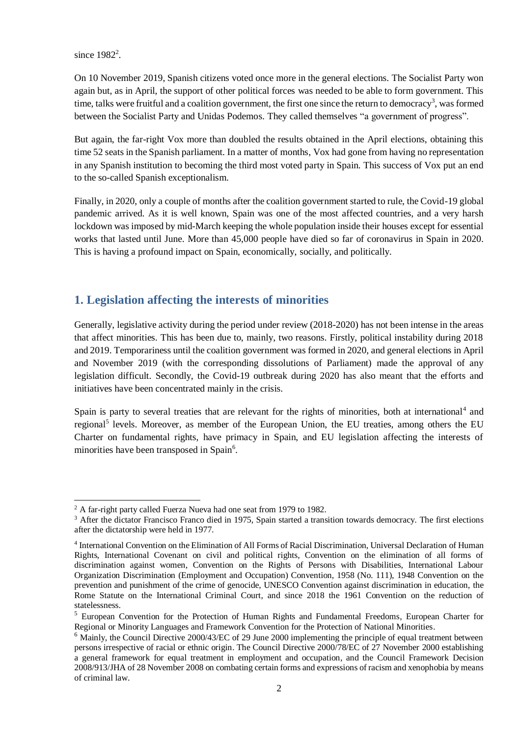since 1982[2].

On 10 November 2019, Spanish citizens voted once more in the general elections. The Socialist Party won again but, as in April, the support of other political forces was needed to be able to form government. This time, talks were fruitful and a coalition government, the first one since the return to democracy[3], was formed between the Socialist Party and Unidas Podemos. They called themselves "a government of progress".

But again, the far-right Vox more than doubled the results obtained in the April elections, obtaining this time 52 seats in the Spanish parliament. In a matter of months, Vox had gone from having no representation in any Spanish institution to becoming the third most voted party in Spain. This success of Vox put an end to the so-called Spanish exceptionalism.

Finally, in 2020, only a couple of months after the coalition government started to rule, the Covid-19 global pandemic arrived. As it is well known, Spain was one of the most affected countries, and a very harsh lockdown was imposed by mid-March keeping the whole population inside their houses except for essential works that lasted until June. More than 45,000 people have died so far of coronavirus in Spain in 2020. This is having a profound impact on Spain, economically, socially, and politically.

## 1. Legislation affecting the interests of minorities

Generally, legislative activity during the period under review (2018-2020) has not been intense in the areas that affect minorities. This has been due to, mainly, two reasons. Firstly, political instability during 2018 and 2019. Temporariness until the coalition government was formed in 2020, and general elections in April and November 2019 (with the corresponding dissolutions of Parliament) made the approval of any legislation difficult. Secondly, the Covid-19 outbreak during 2020 has also meant that the efforts and initiatives have been concentrated mainly in the crisis.

Spain is party to several treaties that are relevant for the rights of minorities, both at international[4] and regional[5] levels. Moreover, as member of the European Union, the EU treaties, among others the EU Charter on fundamental rights, have primacy in Spain, and EU legislation affecting the interests of minorities have been transposed in Spain[6].

---

[2] A far-right party called Fuerza Nueva had one seat from 1979 to 1982.

[3] After the dictator Francisco Franco died in 1975, Spain started a transition towards democracy. The first elections after the dictatorship were held in 1977.

[4] International Convention on the Elimination of All Forms of Racial Discrimination, Universal Declaration of Human Rights, International Covenant on civil and political rights, Convention on the elimination of all forms of discrimination against women, Convention on the Rights of Persons with Disabilities, International Labour Organization Discrimination (Employment and Occupation) Convention, 1958 (No. 111), 1948 Convention on the prevention and punishment of the crime of genocide, UNESCO Convention against discrimination in education, the Rome Statute on the International Criminal Court, and since 2018 the 1961 Convention on the reduction of statelessness.

[5] European Convention for the Protection of Human Rights and Fundamental Freedoms, European Charter for Regional or Minority Languages and Framework Convention for the Protection of National Minorities.

[6] Mainly, the Council Directive 2000/43/EC of 29 June 2000 implementing the principle of equal treatment between persons irrespective of racial or ethnic origin. The Council Directive 2000/78/EC of 27 November 2000 establishing a general framework for equal treatment in employment and occupation, and the Council Framework Decision 2008/913/JHA of 28 November 2008 on combating certain forms and expressions of racism and xenophobia by means of criminal law.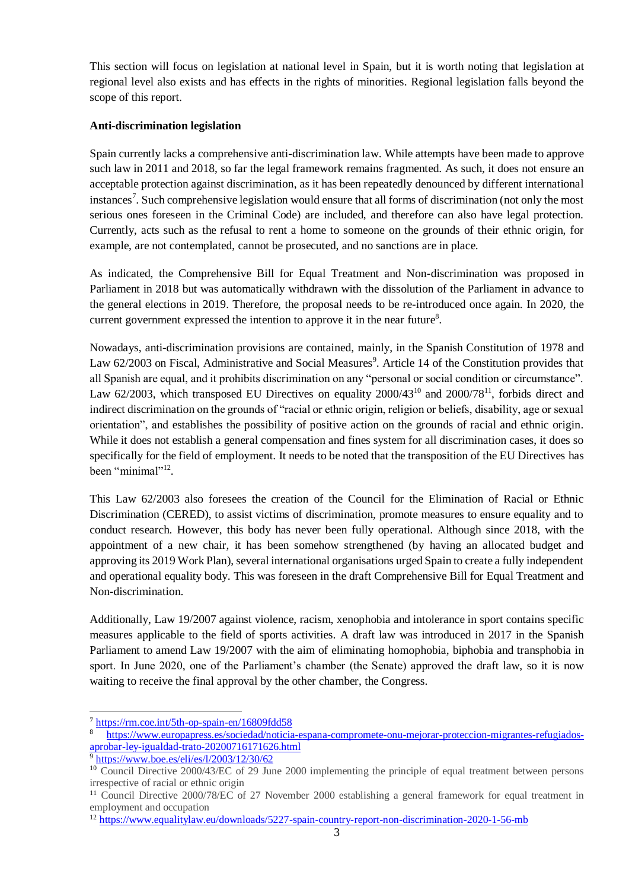This section will focus on legislation at national level in Spain, but it is worth noting that legislation at regional level also exists and has effects in the rights of minorities. Regional legislation falls beyond the scope of this report.

**Anti-discrimination legislation**

Spain currently lacks a comprehensive anti-discrimination law. While attempts have been made to approve such law in 2011 and 2018, so far the legal framework remains fragmented. As such, it does not ensure an acceptable protection against discrimination, as it has been repeatedly denounced by different international instances[7]. Such comprehensive legislation would ensure that all forms of discrimination (not only the most serious ones foreseen in the Criminal Code) are included, and therefore can also have legal protection. Currently, acts such as the refusal to rent a home to someone on the grounds of their ethnic origin, for example, are not contemplated, cannot be prosecuted, and no sanctions are in place.

As indicated, the Comprehensive Bill for Equal Treatment and Non-discrimination was proposed in Parliament in 2018 but was automatically withdrawn with the dissolution of the Parliament in advance to the general elections in 2019. Therefore, the proposal needs to be re-introduced once again. In 2020, the current government expressed the intention to approve it in the near future[8].

Nowadays, anti-discrimination provisions are contained, mainly, in the Spanish Constitution of 1978 and Law 62/2003 on Fiscal, Administrative and Social Measures[9]. Article 14 of the Constitution provides that all Spanish are equal, and it prohibits discrimination on any "personal or social condition or circumstance". Law 62/2003, which transposed EU Directives on equality 2000/43[10] and 2000/78[11], forbids direct and indirect discrimination on the grounds of "racial or ethnic origin, religion or beliefs, disability, age or sexual orientation", and establishes the possibility of positive action on the grounds of racial and ethnic origin. While it does not establish a general compensation and fines system for all discrimination cases, it does so specifically for the field of employment. It needs to be noted that the transposition of the EU Directives has been "minimal"[12].

This Law 62/2003 also foresees the creation of the Council for the Elimination of Racial or Ethnic Discrimination (CERED), to assist victims of discrimination, promote measures to ensure equality and to conduct research. However, this body has never been fully operational. Although since 2018, with the appointment of a new chair, it has been somehow strengthened (by having an allocated budget and approving its 2019 Work Plan), several international organisations urged Spain to create a fully independent and operational equality body. This was foreseen in the draft Comprehensive Bill for Equal Treatment and Non-discrimination.

Additionally, Law 19/2007 against violence, racism, xenophobia and intolerance in sport contains specific measures applicable to the field of sports activities. A draft law was introduced in 2017 in the Spanish Parliament to amend Law 19/2007 with the aim of eliminating homophobia, biphobia and transphobia in sport. In June 2020, one of the Parliament's chamber (the Senate) approved the draft law, so it is now waiting to receive the final approval by the other chamber, the Congress.

---

[7] https://rm.coe.int/5th-op-spain-en/16809fdd58

[8] https://www.europapress.es/sociedad/noticia-espana-compromete-onu-mejorar-proteccion-migrantes-refugiados-aprobar-ley-igualdad-trato-20200716171626.html

[9] https://www.boe.es/eli/es/l/2003/12/30/62

[10] Council Directive 2000/43/EC of 29 June 2000 implementing the principle of equal treatment between persons irrespective of racial or ethnic origin

[11] Council Directive 2000/78/EC of 27 November 2000 establishing a general framework for equal treatment in employment and occupation

[12] https://www.equalitylaw.eu/downloads/5227-spain-country-report-non-discrimination-2020-1-56-mb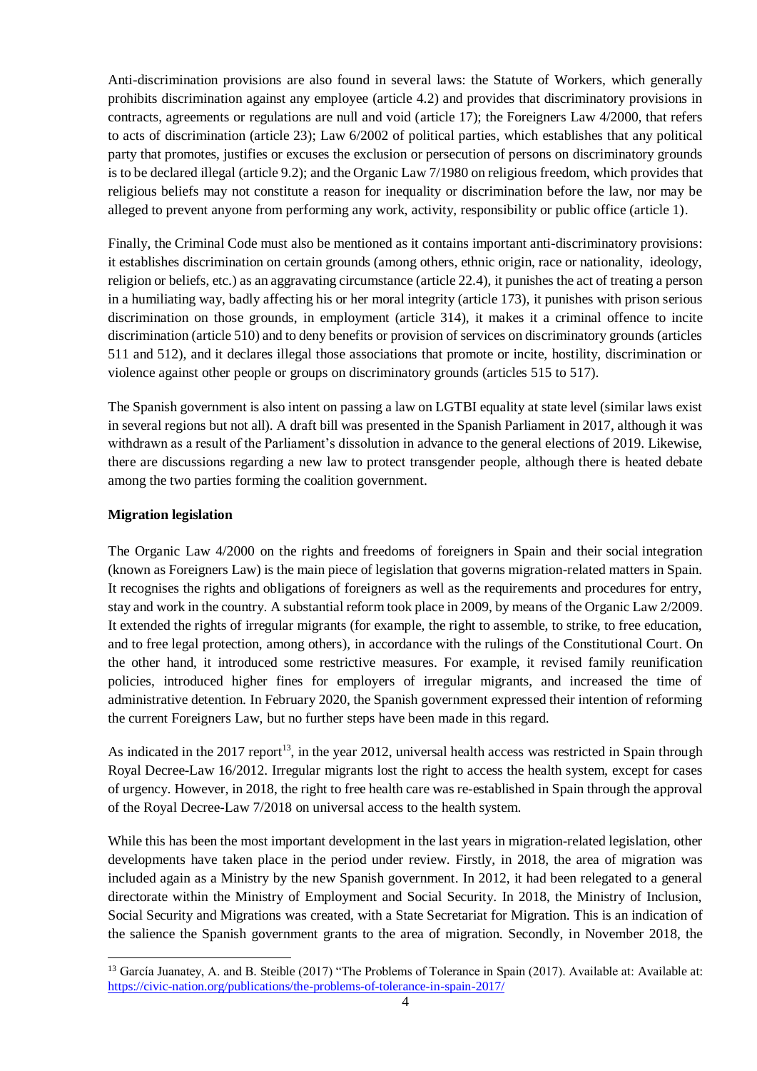Anti-discrimination provisions are also found in several laws: the Statute of Workers, which generally prohibits discrimination against any employee (article 4.2) and provides that discriminatory provisions in contracts, agreements or regulations are null and void (article 17); the Foreigners Law 4/2000, that refers to acts of discrimination (article 23); Law 6/2002 of political parties, which establishes that any political party that promotes, justifies or excuses the exclusion or persecution of persons on discriminatory grounds is to be declared illegal (article 9.2); and the Organic Law 7/1980 on religious freedom, which provides that religious beliefs may not constitute a reason for inequality or discrimination before the law, nor may be alleged to prevent anyone from performing any work, activity, responsibility or public office (article 1).

Finally, the Criminal Code must also be mentioned as it contains important anti-discriminatory provisions: it establishes discrimination on certain grounds (among others, ethnic origin, race or nationality, ideology, religion or beliefs, etc.) as an aggravating circumstance (article 22.4), it punishes the act of treating a person in a humiliating way, badly affecting his or her moral integrity (article 173), it punishes with prison serious discrimination on those grounds, in employment (article 314), it makes it a criminal offence to incite discrimination (article 510) and to deny benefits or provision of services on discriminatory grounds (articles 511 and 512), and it declares illegal those associations that promote or incite, hostility, discrimination or violence against other people or groups on discriminatory grounds (articles 515 to 517).

The Spanish government is also intent on passing a law on LGTBI equality at state level (similar laws exist in several regions but not all). A draft bill was presented in the Spanish Parliament in 2017, although it was withdrawn as a result of the Parliament's dissolution in advance to the general elections of 2019. Likewise, there are discussions regarding a new law to protect transgender people, although there is heated debate among the two parties forming the coalition government.

**Migration legislation**

The Organic Law 4/2000 on the rights and freedoms of foreigners in Spain and their social integration (known as Foreigners Law) is the main piece of legislation that governs migration-related matters in Spain. It recognises the rights and obligations of foreigners as well as the requirements and procedures for entry, stay and work in the country. A substantial reform took place in 2009, by means of the Organic Law 2/2009. It extended the rights of irregular migrants (for example, the right to assemble, to strike, to free education, and to free legal protection, among others), in accordance with the rulings of the Constitutional Court. On the other hand, it introduced some restrictive measures. For example, it revised family reunification policies, introduced higher fines for employers of irregular migrants, and increased the time of administrative detention. In February 2020, the Spanish government expressed their intention of reforming the current Foreigners Law, but no further steps have been made in this regard.

As indicated in the 2017 report[13], in the year 2012, universal health access was restricted in Spain through Royal Decree-Law 16/2012. Irregular migrants lost the right to access the health system, except for cases of urgency. However, in 2018, the right to free health care was re-established in Spain through the approval of the Royal Decree-Law 7/2018 on universal access to the health system.

While this has been the most important development in the last years in migration-related legislation, other developments have taken place in the period under review. Firstly, in 2018, the area of migration was included again as a Ministry by the new Spanish government. In 2012, it had been relegated to a general directorate within the Ministry of Employment and Social Security. In 2018, the Ministry of Inclusion, Social Security and Migrations was created, with a State Secretariat for Migration. This is an indication of the salience the Spanish government grants to the area of migration. Secondly, in November 2018, the

[13] García Juanatey, A. and B. Steible (2017) "The Problems of Tolerance in Spain (2017). Available at: Available at: https://civic-nation.org/publications/the-problems-of-tolerance-in-spain-2017/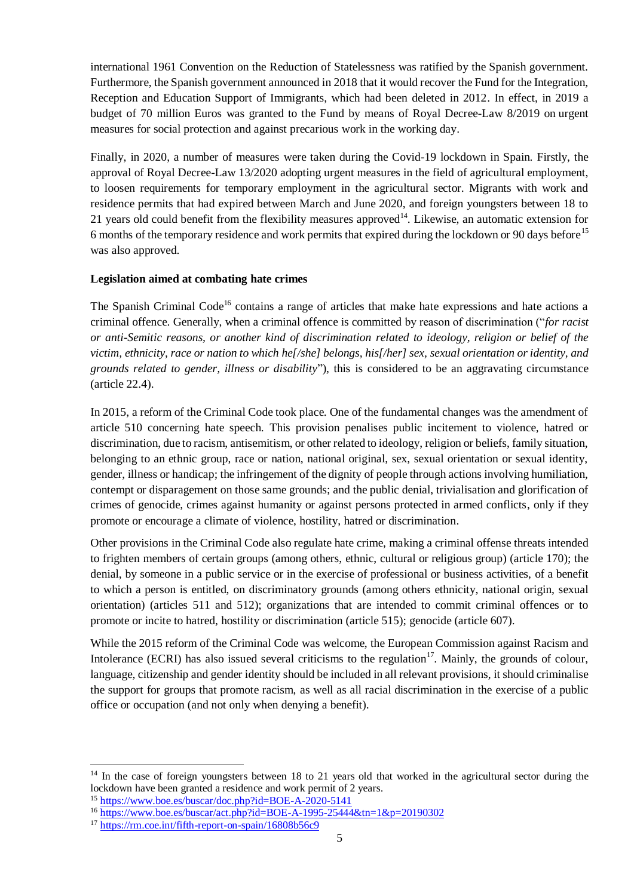international 1961 Convention on the Reduction of Statelessness was ratified by the Spanish government. Furthermore, the Spanish government announced in 2018 that it would recover the Fund for the Integration, Reception and Education Support of Immigrants, which had been deleted in 2012. In effect, in 2019 a budget of 70 million Euros was granted to the Fund by means of Royal Decree-Law 8/2019 on urgent measures for social protection and against precarious work in the working day.

Finally, in 2020, a number of measures were taken during the Covid-19 lockdown in Spain. Firstly, the approval of Royal Decree-Law 13/2020 adopting urgent measures in the field of agricultural employment, to loosen requirements for temporary employment in the agricultural sector. Migrants with work and residence permits that had expired between March and June 2020, and foreign youngsters between 18 to 21 years old could benefit from the flexibility measures approved[14]. Likewise, an automatic extension for 6 months of the temporary residence and work permits that expired during the lockdown or 90 days before[15] was also approved.

**Legislation aimed at combating hate crimes**

The Spanish Criminal Code[16] contains a range of articles that make hate expressions and hate actions a criminal offence. Generally, when a criminal offence is committed by reason of discrimination ("*for racist or anti-Semitic reasons, or another kind of discrimination related to ideology, religion or belief of the victim, ethnicity, race or nation to which he[/she] belongs, his[/her] sex, sexual orientation or identity, and grounds related to gender, illness or disability*"), this is considered to be an aggravating circumstance (article 22.4).

In 2015, a reform of the Criminal Code took place. One of the fundamental changes was the amendment of article 510 concerning hate speech. This provision penalises public incitement to violence, hatred or discrimination, due to racism, antisemitism, or other related to ideology, religion or beliefs, family situation, belonging to an ethnic group, race or nation, national original, sex, sexual orientation or sexual identity, gender, illness or handicap; the infringement of the dignity of people through actions involving humiliation, contempt or disparagement on those same grounds; and the public denial, trivialisation and glorification of crimes of genocide, crimes against humanity or against persons protected in armed conflicts, only if they promote or encourage a climate of violence, hostility, hatred or discrimination.

Other provisions in the Criminal Code also regulate hate crime, making a criminal offense threats intended to frighten members of certain groups (among others, ethnic, cultural or religious group) (article 170); the denial, by someone in a public service or in the exercise of professional or business activities, of a benefit to which a person is entitled, on discriminatory grounds (among others ethnicity, national origin, sexual orientation) (articles 511 and 512); organizations that are intended to commit criminal offences or to promote or incite to hatred, hostility or discrimination (article 515); genocide (article 607).

While the 2015 reform of the Criminal Code was welcome, the European Commission against Racism and Intolerance (ECRI) has also issued several criticisms to the regulation[17]. Mainly, the grounds of colour, language, citizenship and gender identity should be included in all relevant provisions, it should criminalise the support for groups that promote racism, as well as all racial discrimination in the exercise of a public office or occupation (and not only when denying a benefit).

---

[14] In the case of foreign youngsters between 18 to 21 years old that worked in the agricultural sector during the lockdown have been granted a residence and work permit of 2 years.

[15] https://www.boe.es/buscar/doc.php?id=BOE-A-2020-5141

[16] https://www.boe.es/buscar/act.php?id=BOE-A-1995-25444&tn=1&p=20190302

[17] https://rm.coe.int/fifth-report-on-spain/16808b56c9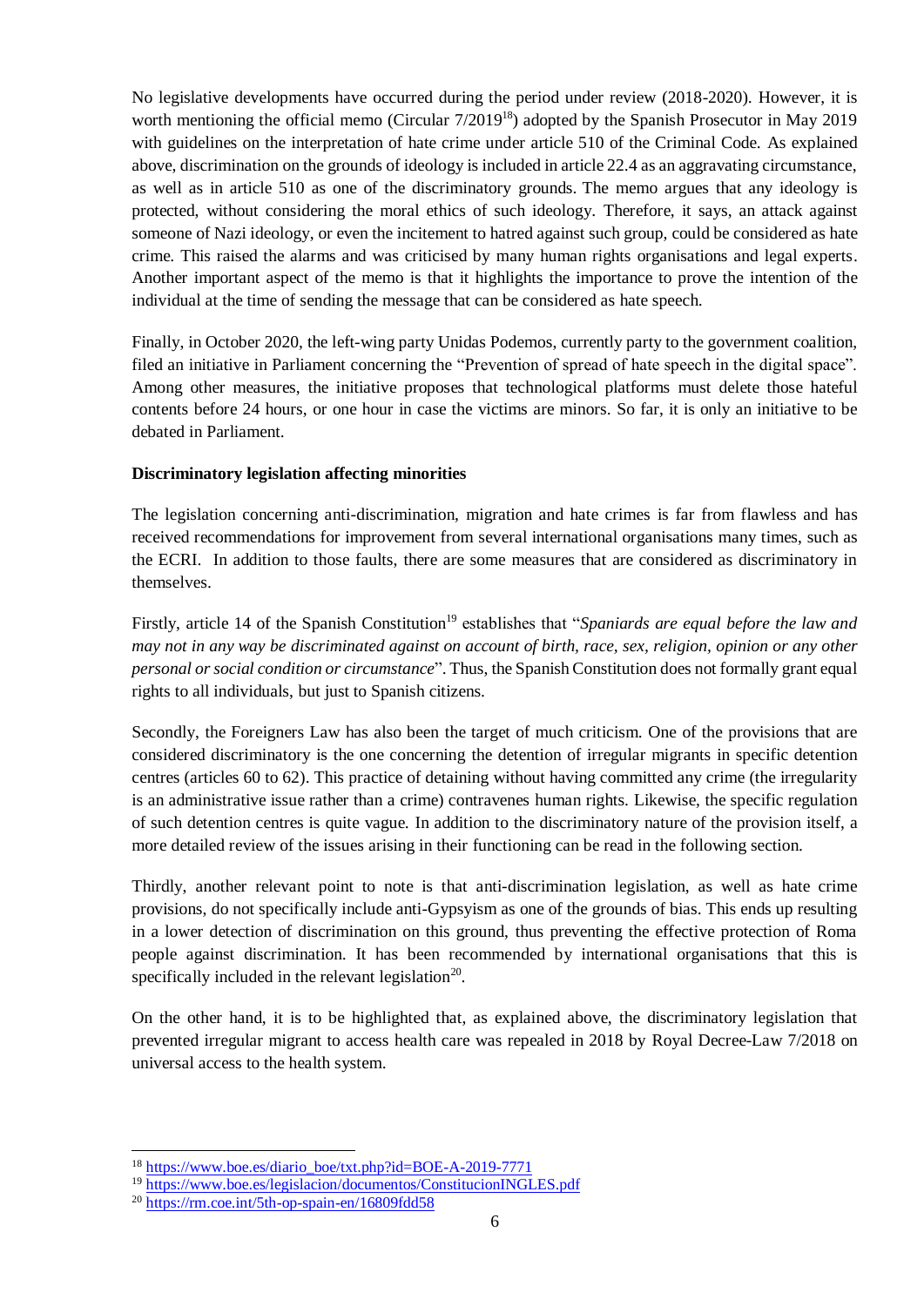No legislative developments have occurred during the period under review (2018-2020). However, it is worth mentioning the official memo (Circular 7/2019[18]) adopted by the Spanish Prosecutor in May 2019 with guidelines on the interpretation of hate crime under article 510 of the Criminal Code. As explained above, discrimination on the grounds of ideology is included in article 22.4 as an aggravating circumstance, as well as in article 510 as one of the discriminatory grounds. The memo argues that any ideology is protected, without considering the moral ethics of such ideology. Therefore, it says, an attack against someone of Nazi ideology, or even the incitement to hatred against such group, could be considered as hate crime. This raised the alarms and was criticised by many human rights organisations and legal experts. Another important aspect of the memo is that it highlights the importance to prove the intention of the individual at the time of sending the message that can be considered as hate speech.

Finally, in October 2020, the left-wing party Unidas Podemos, currently party to the government coalition, filed an initiative in Parliament concerning the "Prevention of spread of hate speech in the digital space". Among other measures, the initiative proposes that technological platforms must delete those hateful contents before 24 hours, or one hour in case the victims are minors. So far, it is only an initiative to be debated in Parliament.

**Discriminatory legislation affecting minorities**

The legislation concerning anti-discrimination, migration and hate crimes is far from flawless and has received recommendations for improvement from several international organisations many times, such as the ECRI. In addition to those faults, there are some measures that are considered as discriminatory in themselves.

Firstly, article 14 of the Spanish Constitution[19] establishes that "*Spaniards are equal before the law and may not in any way be discriminated against on account of birth, race, sex, religion, opinion or any other personal or social condition or circumstance*". Thus, the Spanish Constitution does not formally grant equal rights to all individuals, but just to Spanish citizens.

Secondly, the Foreigners Law has also been the target of much criticism. One of the provisions that are considered discriminatory is the one concerning the detention of irregular migrants in specific detention centres (articles 60 to 62). This practice of detaining without having committed any crime (the irregularity is an administrative issue rather than a crime) contravenes human rights. Likewise, the specific regulation of such detention centres is quite vague. In addition to the discriminatory nature of the provision itself, a more detailed review of the issues arising in their functioning can be read in the following section.

Thirdly, another relevant point to note is that anti-discrimination legislation, as well as hate crime provisions, do not specifically include anti-Gypsyism as one of the grounds of bias. This ends up resulting in a lower detection of discrimination on this ground, thus preventing the effective protection of Roma people against discrimination. It has been recommended by international organisations that this is specifically included in the relevant legislation[20].

On the other hand, it is to be highlighted that, as explained above, the discriminatory legislation that prevented irregular migrant to access health care was repealed in 2018 by Royal Decree-Law 7/2018 on universal access to the health system.

---

[18] https://www.boe.es/diario_boe/txt.php?id=BOE-A-2019-7771

[19] https://www.boe.es/legislacion/documentos/ConstitucionINGLES.pdf

[20] https://rm.coe.int/5th-op-spain-en/16809fdd58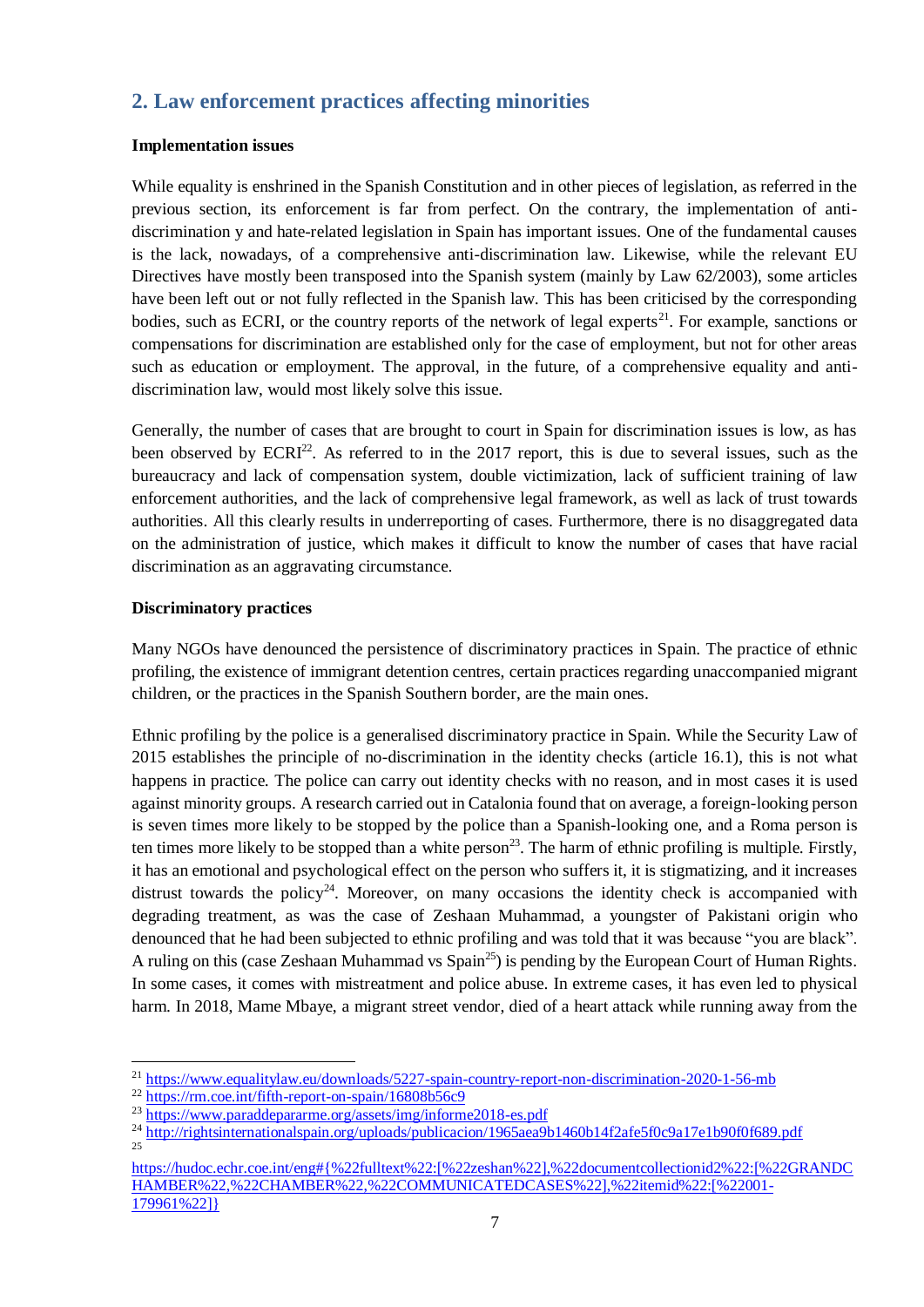## 2. Law enforcement practices affecting minorities

**Implementation issues**

While equality is enshrined in the Spanish Constitution and in other pieces of legislation, as referred in the previous section, its enforcement is far from perfect. On the contrary, the implementation of anti-discrimination y and hate-related legislation in Spain has important issues. One of the fundamental causes is the lack, nowadays, of a comprehensive anti-discrimination law. Likewise, while the relevant EU Directives have mostly been transposed into the Spanish system (mainly by Law 62/2003), some articles have been left out or not fully reflected in the Spanish law. This has been criticised by the corresponding bodies, such as ECRI, or the country reports of the network of legal experts[21]. For example, sanctions or compensations for discrimination are established only for the case of employment, but not for other areas such as education or employment. The approval, in the future, of a comprehensive equality and anti-discrimination law, would most likely solve this issue.

Generally, the number of cases that are brought to court in Spain for discrimination issues is low, as has been observed by ECRI[22]. As referred to in the 2017 report, this is due to several issues, such as the bureaucracy and lack of compensation system, double victimization, lack of sufficient training of law enforcement authorities, and the lack of comprehensive legal framework, as well as lack of trust towards authorities. All this clearly results in underreporting of cases. Furthermore, there is no disaggregated data on the administration of justice, which makes it difficult to know the number of cases that have racial discrimination as an aggravating circumstance.

**Discriminatory practices**

Many NGOs have denounced the persistence of discriminatory practices in Spain. The practice of ethnic profiling, the existence of immigrant detention centres, certain practices regarding unaccompanied migrant children, or the practices in the Spanish Southern border, are the main ones.

Ethnic profiling by the police is a generalised discriminatory practice in Spain. While the Security Law of 2015 establishes the principle of no-discrimination in the identity checks (article 16.1), this is not what happens in practice. The police can carry out identity checks with no reason, and in most cases it is used against minority groups. A research carried out in Catalonia found that on average, a foreign-looking person is seven times more likely to be stopped by the police than a Spanish-looking one, and a Roma person is ten times more likely to be stopped than a white person[23]. The harm of ethnic profiling is multiple. Firstly, it has an emotional and psychological effect on the person who suffers it, it is stigmatizing, and it increases distrust towards the policy[24]. Moreover, on many occasions the identity check is accompanied with degrading treatment, as was the case of Zeshaan Muhammad, a youngster of Pakistani origin who denounced that he had been subjected to ethnic profiling and was told that it was because "you are black". A ruling on this (case Zeshaan Muhammad vs Spain[25]) is pending by the European Court of Human Rights. In some cases, it comes with mistreatment and police abuse. In extreme cases, it has even led to physical harm. In 2018, Mame Mbaye, a migrant street vendor, died of a heart attack while running away from the

---

[21] https://www.equalitylaw.eu/downloads/5227-spain-country-report-non-discrimination-2020-1-56-mb

[22] https://rm.coe.int/fifth-report-on-spain/16808b56c9

[23] https://www.paraddepararme.org/assets/img/informe2018-es.pdf

[24] http://rightsinternationalspain.org/uploads/publicacion/1965aea9b1460b14f2afe5f0c9a17e1b90f0f689.pdf

[25] https://hudoc.echr.coe.int/eng#{%22fulltext%22:[%22zeshan%22],%22documentcollectionid2%22:[%22GRANDCHAMBER%22,%22CHAMBER%22,%22COMMUNICATEDCASES%22],%22itemid%22:[%22001-179961%22]}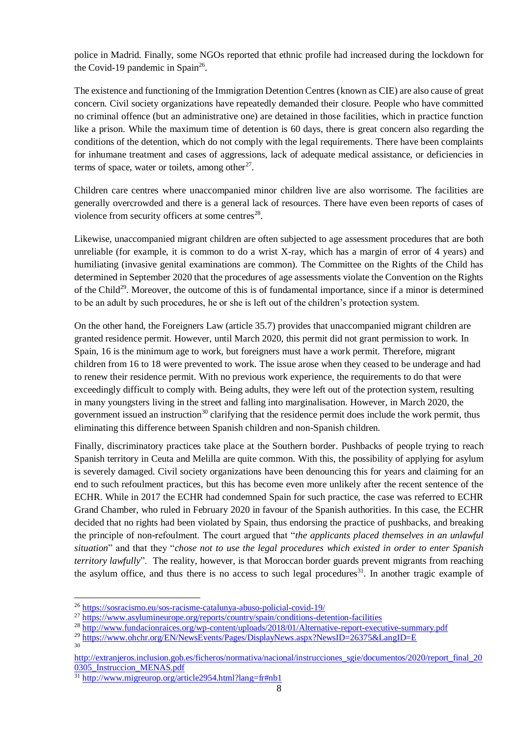police in Madrid. Finally, some NGOs reported that ethnic profile had increased during the lockdown for the Covid-19 pandemic in Spain[26].

The existence and functioning of the Immigration Detention Centres (known as CIE) are also cause of great concern. Civil society organizations have repeatedly demanded their closure. People who have committed no criminal offence (but an administrative one) are detained in those facilities, which in practice function like a prison. While the maximum time of detention is 60 days, there is great concern also regarding the conditions of the detention, which do not comply with the legal requirements. There have been complaints for inhumane treatment and cases of aggressions, lack of adequate medical assistance, or deficiencies in terms of space, water or toilets, among other[27].

Children care centres where unaccompanied minor children live are also worrisome. The facilities are generally overcrowded and there is a general lack of resources. There have even been reports of cases of violence from security officers at some centres[28].

Likewise, unaccompanied migrant children are often subjected to age assessment procedures that are both unreliable (for example, it is common to do a wrist X-ray, which has a margin of error of 4 years) and humiliating (invasive genital examinations are common). The Committee on the Rights of the Child has determined in September 2020 that the procedures of age assessments violate the Convention on the Rights of the Child[29]. Moreover, the outcome of this is of fundamental importance, since if a minor is determined to be an adult by such procedures, he or she is left out of the children's protection system.

On the other hand, the Foreigners Law (article 35.7) provides that unaccompanied migrant children are granted residence permit. However, until March 2020, this permit did not grant permission to work. In Spain, 16 is the minimum age to work, but foreigners must have a work permit. Therefore, migrant children from 16 to 18 were prevented to work. The issue arose when they ceased to be underage and had to renew their residence permit. With no previous work experience, the requirements to do that were exceedingly difficult to comply with. Being adults, they were left out of the protection system, resulting in many youngsters living in the street and falling into marginalisation. However, in March 2020, the government issued an instruction[30] clarifying that the residence permit does include the work permit, thus eliminating this difference between Spanish children and non-Spanish children.

Finally, discriminatory practices take place at the Southern border. Pushbacks of people trying to reach Spanish territory in Ceuta and Melilla are quite common. With this, the possibility of applying for asylum is severely damaged. Civil society organizations have been denouncing this for years and claiming for an end to such refoulment practices, but this has become even more unlikely after the recent sentence of the ECHR. While in 2017 the ECHR had condemned Spain for such practice, the case was referred to ECHR Grand Chamber, who ruled in February 2020 in favour of the Spanish authorities. In this case, the ECHR decided that no rights had been violated by Spain, thus endorsing the practice of pushbacks, and breaking the principle of non-refoulment. The court argued that "*the applicants placed themselves in an unlawful situation*" and that they "*chose not to use the legal procedures which existed in order to enter Spanish territory lawfully*". The reality, however, is that Moroccan border guards prevent migrants from reaching the asylum office, and thus there is no access to such legal procedures[31]. In another tragic example of

---

[26] https://sosracismo.eu/sos-racisme-catalunya-abuso-policial-covid-19/

[27] https://www.asylumineurope.org/reports/country/spain/conditions-detention-facilities

[28] http://www.fundacionraices.org/wp-content/uploads/2018/01/Alternative-report-executive-summary.pdf

[29] https://www.ohchr.org/EN/NewsEvents/Pages/DisplayNews.aspx?NewsID=26375&LangID=E

[30] http://extranjeros.inclusion.gob.es/ficheros/normativa/nacional/instrucciones_sgie/documentos/2020/report_final_200305_Instruccion_MENAS.pdf

[31] http://www.migreurop.org/article2954.html?lang=fr#nb1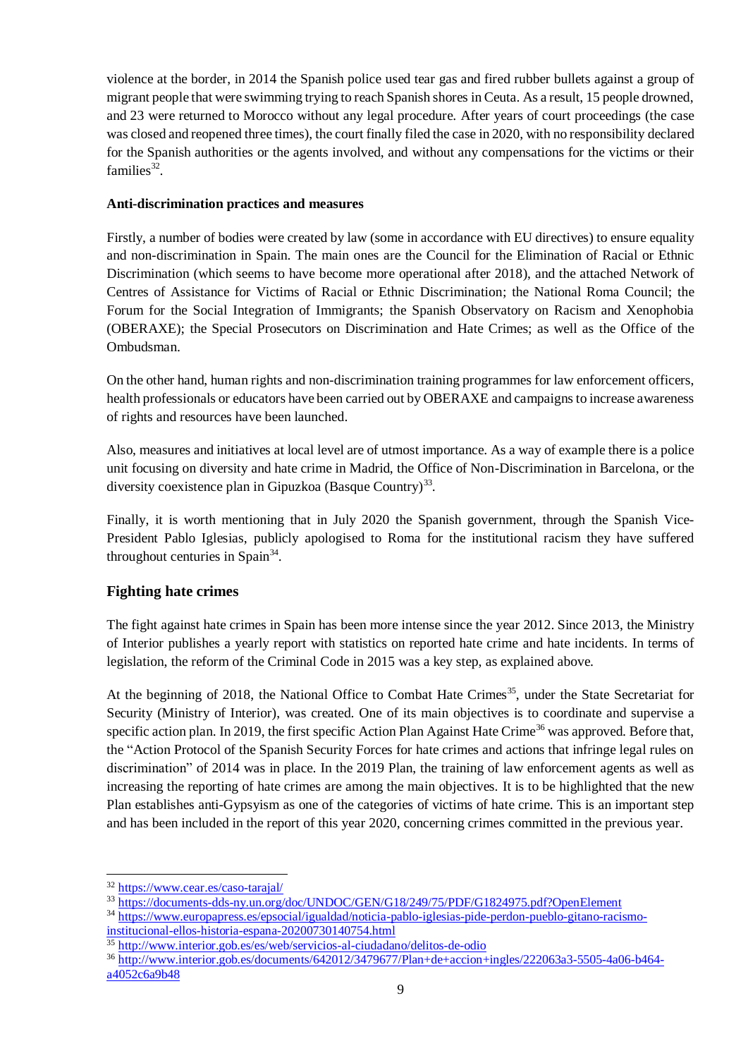violence at the border, in 2014 the Spanish police used tear gas and fired rubber bullets against a group of migrant people that were swimming trying to reach Spanish shores in Ceuta. As a result, 15 people drowned, and 23 were returned to Morocco without any legal procedure. After years of court proceedings (the case was closed and reopened three times), the court finally filed the case in 2020, with no responsibility declared for the Spanish authorities or the agents involved, and without any compensations for the victims or their families[32].

**Anti-discrimination practices and measures**

Firstly, a number of bodies were created by law (some in accordance with EU directives) to ensure equality and non-discrimination in Spain. The main ones are the Council for the Elimination of Racial or Ethnic Discrimination (which seems to have become more operational after 2018), and the attached Network of Centres of Assistance for Victims of Racial or Ethnic Discrimination; the National Roma Council; the Forum for the Social Integration of Immigrants; the Spanish Observatory on Racism and Xenophobia (OBERAXE); the Special Prosecutors on Discrimination and Hate Crimes; as well as the Office of the Ombudsman.

On the other hand, human rights and non-discrimination training programmes for law enforcement officers, health professionals or educators have been carried out by OBERAXE and campaigns to increase awareness of rights and resources have been launched.

Also, measures and initiatives at local level are of utmost importance. As a way of example there is a police unit focusing on diversity and hate crime in Madrid, the Office of Non-Discrimination in Barcelona, or the diversity coexistence plan in Gipuzkoa (Basque Country)[33].

Finally, it is worth mentioning that in July 2020 the Spanish government, through the Spanish Vice-President Pablo Iglesias, publicly apologised to Roma for the institutional racism they have suffered throughout centuries in Spain[34].

## Fighting hate crimes

The fight against hate crimes in Spain has been more intense since the year 2012. Since 2013, the Ministry of Interior publishes a yearly report with statistics on reported hate crime and hate incidents. In terms of legislation, the reform of the Criminal Code in 2015 was a key step, as explained above.

At the beginning of 2018, the National Office to Combat Hate Crimes[35], under the State Secretariat for Security (Ministry of Interior), was created. One of its main objectives is to coordinate and supervise a specific action plan. In 2019, the first specific Action Plan Against Hate Crime[36] was approved. Before that, the "Action Protocol of the Spanish Security Forces for hate crimes and actions that infringe legal rules on discrimination" of 2014 was in place. In the 2019 Plan, the training of law enforcement agents as well as increasing the reporting of hate crimes are among the main objectives. It is to be highlighted that the new Plan establishes anti-Gypsyism as one of the categories of victims of hate crime. This is an important step and has been included in the report of this year 2020, concerning crimes committed in the previous year.

---

[32] https://www.cear.es/caso-tarajal/

[33] https://documents-dds-ny.un.org/doc/UNDOC/GEN/G18/249/75/PDF/G1824975.pdf?OpenElement

[34] https://www.europapress.es/epsocial/igualdad/noticia-pablo-iglesias-pide-perdon-pueblo-gitano-racismo-institucional-ellos-historia-espana-20200730140754.html

[35] http://www.interior.gob.es/es/web/servicios-al-ciudadano/delitos-de-odio

[36] http://www.interior.gob.es/documents/642012/3479677/Plan+de+accion+ingles/222063a3-5505-4a06-b464-a4052c6a9b48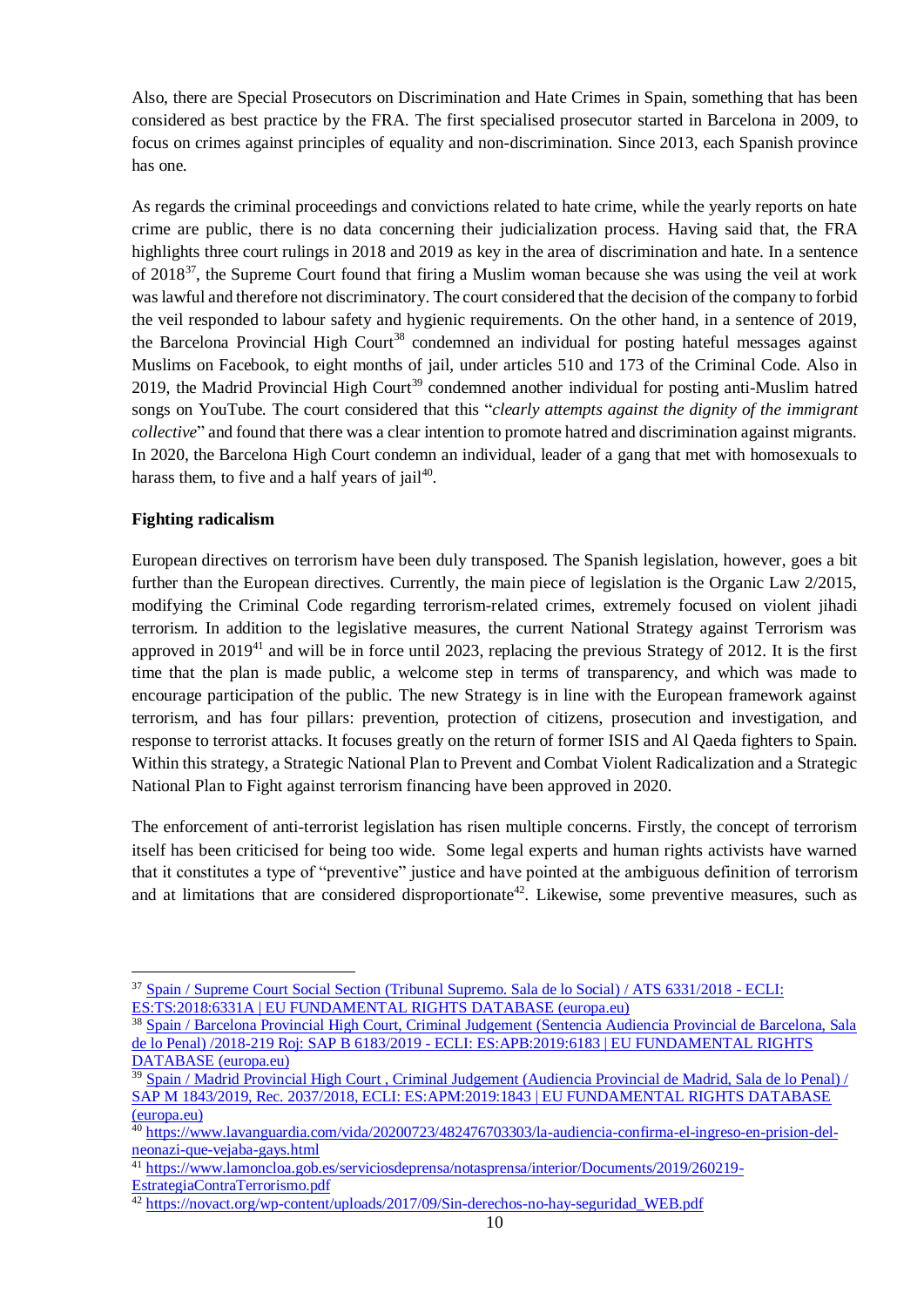Also, there are Special Prosecutors on Discrimination and Hate Crimes in Spain, something that has been considered as best practice by the FRA. The first specialised prosecutor started in Barcelona in 2009, to focus on crimes against principles of equality and non-discrimination. Since 2013, each Spanish province has one.

As regards the criminal proceedings and convictions related to hate crime, while the yearly reports on hate crime are public, there is no data concerning their judicialization process. Having said that, the FRA highlights three court rulings in 2018 and 2019 as key in the area of discrimination and hate. In a sentence of 2018[37], the Supreme Court found that firing a Muslim woman because she was using the veil at work was lawful and therefore not discriminatory. The court considered that the decision of the company to forbid the veil responded to labour safety and hygienic requirements. On the other hand, in a sentence of 2019, the Barcelona Provincial High Court[38] condemned an individual for posting hateful messages against Muslims on Facebook, to eight months of jail, under articles 510 and 173 of the Criminal Code. Also in 2019, the Madrid Provincial High Court[39] condemned another individual for posting anti-Muslim hatred songs on YouTube. The court considered that this "*clearly attempts against the dignity of the immigrant collective*" and found that there was a clear intention to promote hatred and discrimination against migrants. In 2020, the Barcelona High Court condemn an individual, leader of a gang that met with homosexuals to harass them, to five and a half years of jail[40].

**Fighting radicalism**

European directives on terrorism have been duly transposed. The Spanish legislation, however, goes a bit further than the European directives. Currently, the main piece of legislation is the Organic Law 2/2015, modifying the Criminal Code regarding terrorism-related crimes, extremely focused on violent jihadi terrorism. In addition to the legislative measures, the current National Strategy against Terrorism was approved in 2019[41] and will be in force until 2023, replacing the previous Strategy of 2012. It is the first time that the plan is made public, a welcome step in terms of transparency, and which was made to encourage participation of the public. The new Strategy is in line with the European framework against terrorism, and has four pillars: prevention, protection of citizens, prosecution and investigation, and response to terrorist attacks. It focuses greatly on the return of former ISIS and Al Qaeda fighters to Spain. Within this strategy, a Strategic National Plan to Prevent and Combat Violent Radicalization and a Strategic National Plan to Fight against terrorism financing have been approved in 2020.

The enforcement of anti-terrorist legislation has risen multiple concerns. Firstly, the concept of terrorism itself has been criticised for being too wide. Some legal experts and human rights activists have warned that it constitutes a type of "preventive" justice and have pointed at the ambiguous definition of terrorism and at limitations that are considered disproportionate[42]. Likewise, some preventive measures, such as

---

[37] Spain / Supreme Court Social Section (Tribunal Supremo. Sala de lo Social) / ATS 6331/2018 - ECLI: ES:TS:2018:6331A | EU FUNDAMENTAL RIGHTS DATABASE (europa.eu)

[38] Spain / Barcelona Provincial High Court, Criminal Judgement (Sentencia Audiencia Provincial de Barcelona, Sala de lo Penal) /2018-219 Roj: SAP B 6183/2019 - ECLI: ES:APB:2019:6183 | EU FUNDAMENTAL RIGHTS DATABASE (europa.eu)

[39] Spain / Madrid Provincial High Court , Criminal Judgement (Audiencia Provincial de Madrid, Sala de lo Penal) / SAP M 1843/2019, Rec. 2037/2018, ECLI: ES:APM:2019:1843 | EU FUNDAMENTAL RIGHTS DATABASE (europa.eu)

[40] https://www.lavanguardia.com/vida/20200723/482476703303/la-audiencia-confirma-el-ingreso-en-prision-del-neonazi-que-vejaba-gays.html

[41] https://www.lamoncloa.gob.es/serviciosdeprensa/notasprensa/interior/Documents/2019/260219-EstrategiaContraTerrorismo.pdf

[42] https://novact.org/wp-content/uploads/2017/09/Sin-derechos-no-hay-seguridad_WEB.pdf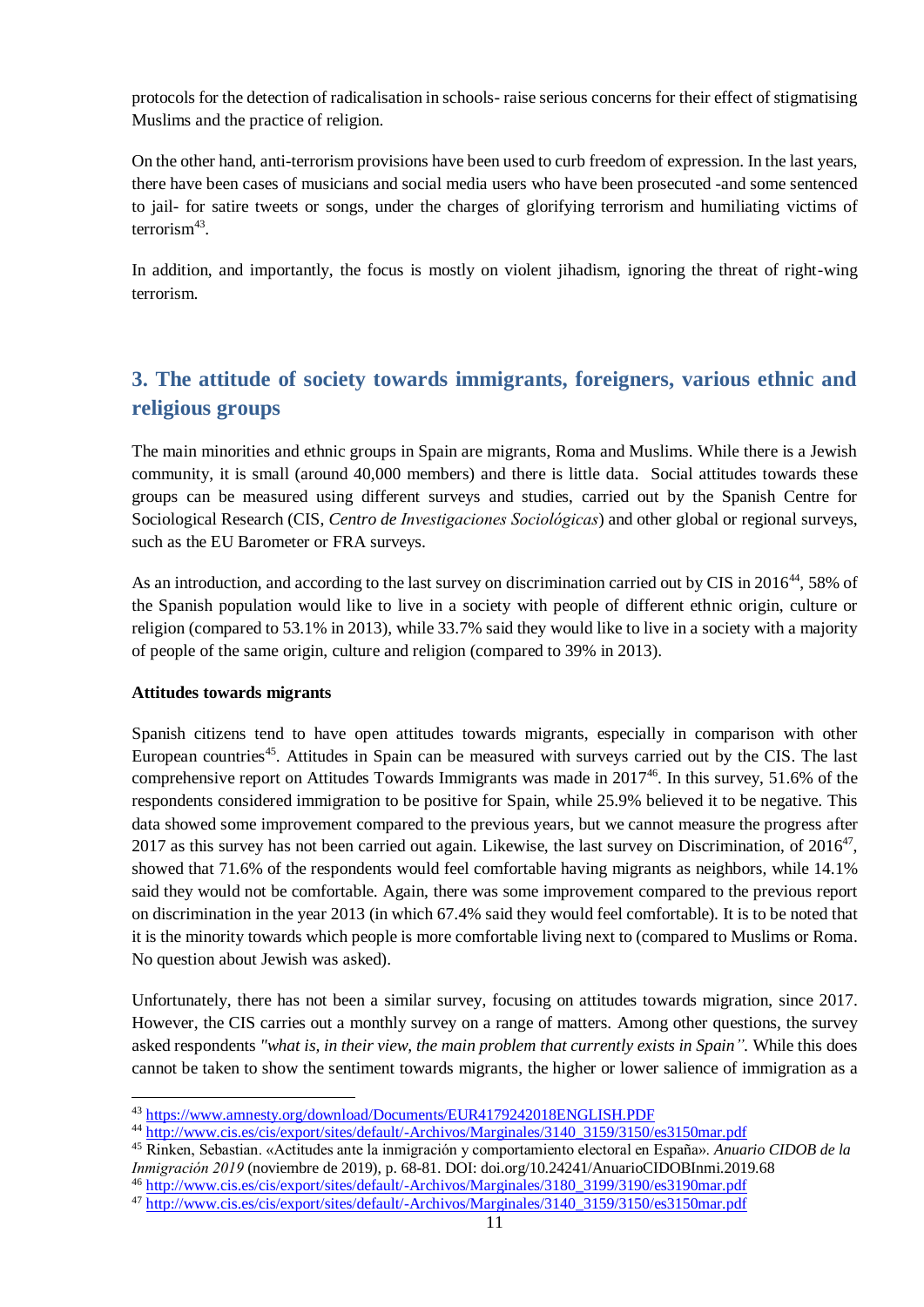protocols for the detection of radicalisation in schools- raise serious concerns for their effect of stigmatising Muslims and the practice of religion.

On the other hand, anti-terrorism provisions have been used to curb freedom of expression. In the last years, there have been cases of musicians and social media users who have been prosecuted -and some sentenced to jail- for satire tweets or songs, under the charges of glorifying terrorism and humiliating victims of terrorism[43].

In addition, and importantly, the focus is mostly on violent jihadism, ignoring the threat of right-wing terrorism.

## 3. The attitude of society towards immigrants, foreigners, various ethnic and religious groups

The main minorities and ethnic groups in Spain are migrants, Roma and Muslims. While there is a Jewish community, it is small (around 40,000 members) and there is little data. Social attitudes towards these groups can be measured using different surveys and studies, carried out by the Spanish Centre for Sociological Research (CIS, *Centro de Investigaciones Sociológicas*) and other global or regional surveys, such as the EU Barometer or FRA surveys.

As an introduction, and according to the last survey on discrimination carried out by CIS in 2016[44], 58% of the Spanish population would like to live in a society with people of different ethnic origin, culture or religion (compared to 53.1% in 2013), while 33.7% said they would like to live in a society with a majority of people of the same origin, culture and religion (compared to 39% in 2013).

**Attitudes towards migrants**

Spanish citizens tend to have open attitudes towards migrants, especially in comparison with other European countries[45]. Attitudes in Spain can be measured with surveys carried out by the CIS. The last comprehensive report on Attitudes Towards Immigrants was made in 2017[46]. In this survey, 51.6% of the respondents considered immigration to be positive for Spain, while 25.9% believed it to be negative. This data showed some improvement compared to the previous years, but we cannot measure the progress after 2017 as this survey has not been carried out again. Likewise, the last survey on Discrimination, of 2016[47], showed that 71.6% of the respondents would feel comfortable having migrants as neighbors, while 14.1% said they would not be comfortable. Again, there was some improvement compared to the previous report on discrimination in the year 2013 (in which 67.4% said they would feel comfortable). It is to be noted that it is the minority towards which people is more comfortable living next to (compared to Muslims or Roma. No question about Jewish was asked).

Unfortunately, there has not been a similar survey, focusing on attitudes towards migration, since 2017. However, the CIS carries out a monthly survey on a range of matters. Among other questions, the survey asked respondents *"what is, in their view, the main problem that currently exists in Spain"*. While this does cannot be taken to show the sentiment towards migrants, the higher or lower salience of immigration as a

---

[43] https://www.amnesty.org/download/Documents/EUR4179242018ENGLISH.PDF

[44] http://www.cis.es/cis/export/sites/default/-Archivos/Marginales/3140_3159/3150/es3150mar.pdf

[45] Rinken, Sebastian. «Actitudes ante la inmigración y comportamiento electoral en España». *Anuario CIDOB de la Inmigración 2019* (noviembre de 2019), p. 68-81. DOI: doi.org/10.24241/AnuarioCIDOBInmi.2019.68

[46] http://www.cis.es/cis/export/sites/default/-Archivos/Marginales/3180_3199/3190/es3190mar.pdf

[47] http://www.cis.es/cis/export/sites/default/-Archivos/Marginales/3140_3159/3150/es3150mar.pdf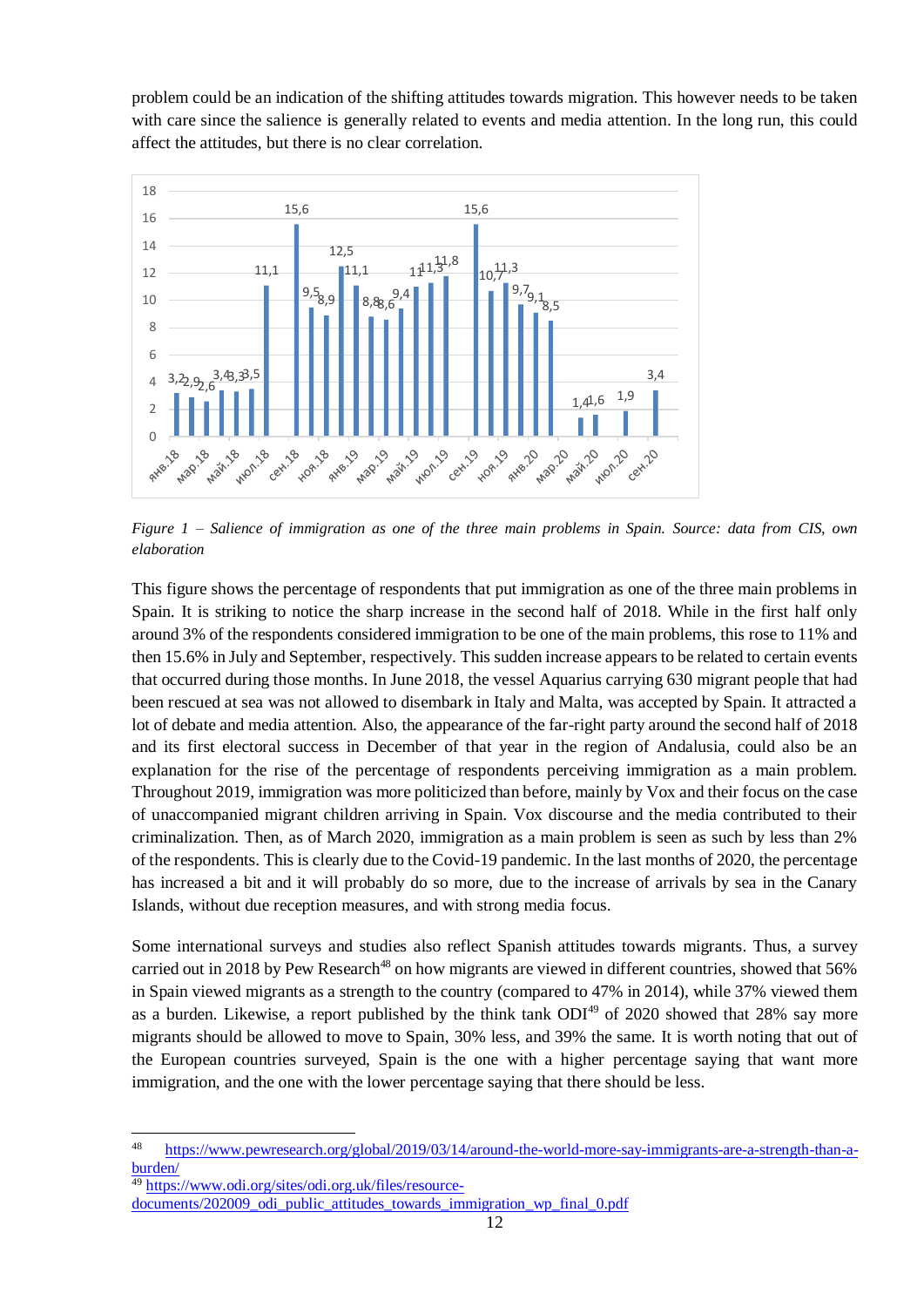problem could be an indication of the shifting attitudes towards migration. This however needs to be taken with care since the salience is generally related to events and media attention. In the long run, this could affect the attitudes, but there is no clear correlation.

*Figure 1 – Salience of immigration as one of the three main problems in Spain. Source: data from CIS, own elaboration*

This figure shows the percentage of respondents that put immigration as one of the three main problems in Spain. It is striking to notice the sharp increase in the second half of 2018. While in the first half only around 3% of the respondents considered immigration to be one of the main problems, this rose to 11% and then 15.6% in July and September, respectively. This sudden increase appears to be related to certain events that occurred during those months. In June 2018, the vessel Aquarius carrying 630 migrant people that had been rescued at sea was not allowed to disembark in Italy and Malta, was accepted by Spain. It attracted a lot of debate and media attention. Also, the appearance of the far-right party around the second half of 2018 and its first electoral success in December of that year in the region of Andalusia, could also be an explanation for the rise of the percentage of respondents perceiving immigration as a main problem. Throughout 2019, immigration was more politicized than before, mainly by Vox and their focus on the case of unaccompanied migrant children arriving in Spain. Vox discourse and the media contributed to their criminalization. Then, as of March 2020, immigration as a main problem is seen as such by less than 2% of the respondents. This is clearly due to the Covid-19 pandemic. In the last months of 2020, the percentage has increased a bit and it will probably do so more, due to the increase of arrivals by sea in the Canary Islands, without due reception measures, and with strong media focus.

Some international surveys and studies also reflect Spanish attitudes towards migrants. Thus, a survey carried out in 2018 by Pew Research[48] on how migrants are viewed in different countries, showed that 56% in Spain viewed migrants as a strength to the country (compared to 47% in 2014), while 37% viewed them as a burden. Likewise, a report published by the think tank ODI[49] of 2020 showed that 28% say more migrants should be allowed to move to Spain, 30% less, and 39% the same. It is worth noting that out of the European countries surveyed, Spain is the one with a higher percentage saying that want more immigration, and the one with the lower percentage saying that there should be less.

[48] https://www.pewresearch.org/global/2019/03/14/around-the-world-more-say-immigrants-are-a-strength-than-a-burden/

[49] https://www.odi.org/sites/odi.org.uk/files/resource-documents/202009_odi_public_attitudes_towards_immigration_wp_final_0.pdf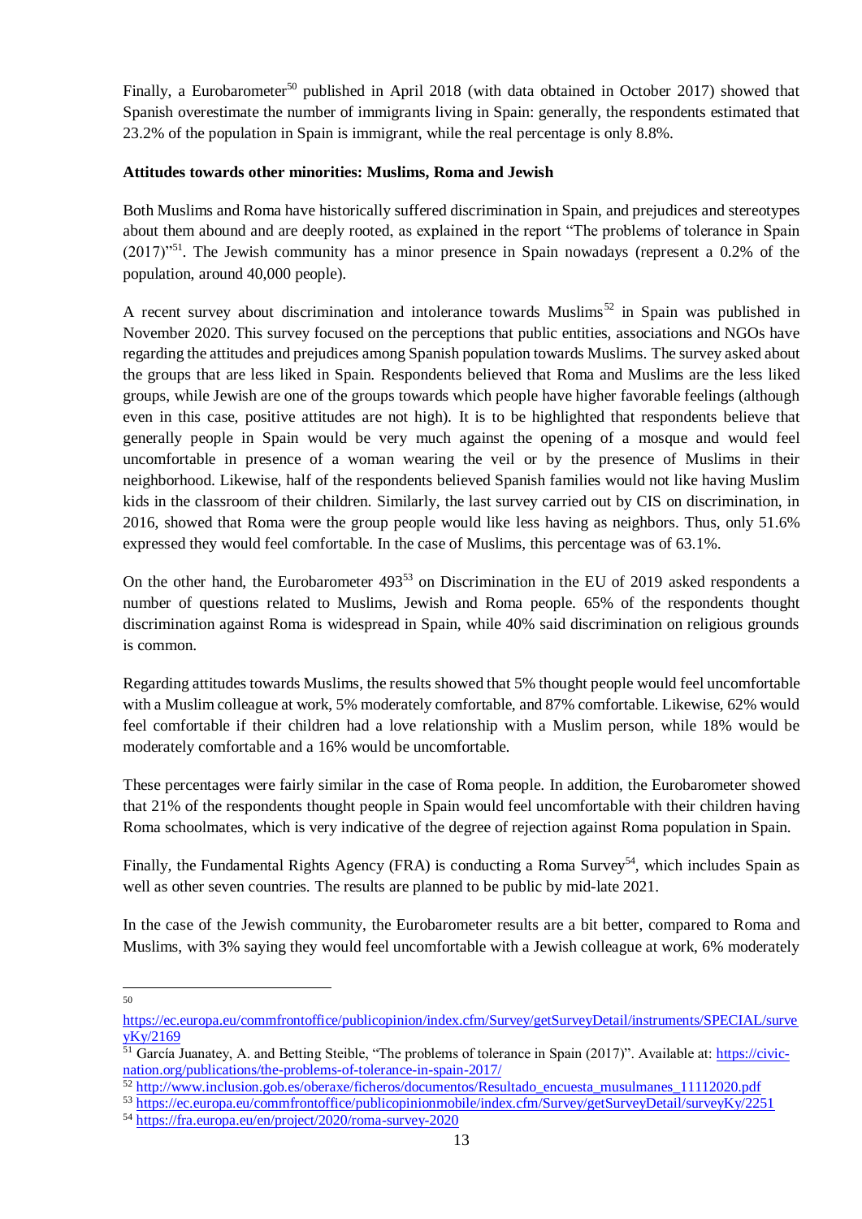Finally, a Eurobarometer[50] published in April 2018 (with data obtained in October 2017) showed that Spanish overestimate the number of immigrants living in Spain: generally, the respondents estimated that 23.2% of the population in Spain is immigrant, while the real percentage is only 8.8%.

**Attitudes towards other minorities: Muslims, Roma and Jewish**

Both Muslims and Roma have historically suffered discrimination in Spain, and prejudices and stereotypes about them abound and are deeply rooted, as explained in the report "The problems of tolerance in Spain (2017)"[51]. The Jewish community has a minor presence in Spain nowadays (represent a 0.2% of the population, around 40,000 people).

A recent survey about discrimination and intolerance towards Muslims[52] in Spain was published in November 2020. This survey focused on the perceptions that public entities, associations and NGOs have regarding the attitudes and prejudices among Spanish population towards Muslims. The survey asked about the groups that are less liked in Spain. Respondents believed that Roma and Muslims are the less liked groups, while Jewish are one of the groups towards which people have higher favorable feelings (although even in this case, positive attitudes are not high). It is to be highlighted that respondents believe that generally people in Spain would be very much against the opening of a mosque and would feel uncomfortable in presence of a woman wearing the veil or by the presence of Muslims in their neighborhood. Likewise, half of the respondents believed Spanish families would not like having Muslim kids in the classroom of their children. Similarly, the last survey carried out by CIS on discrimination, in 2016, showed that Roma were the group people would like less having as neighbors. Thus, only 51.6% expressed they would feel comfortable. In the case of Muslims, this percentage was of 63.1%.

On the other hand, the Eurobarometer 493[53] on Discrimination in the EU of 2019 asked respondents a number of questions related to Muslims, Jewish and Roma people. 65% of the respondents thought discrimination against Roma is widespread in Spain, while 40% said discrimination on religious grounds is common.

Regarding attitudes towards Muslims, the results showed that 5% thought people would feel uncomfortable with a Muslim colleague at work, 5% moderately comfortable, and 87% comfortable. Likewise, 62% would feel comfortable if their children had a love relationship with a Muslim person, while 18% would be moderately comfortable and a 16% would be uncomfortable.

These percentages were fairly similar in the case of Roma people. In addition, the Eurobarometer showed that 21% of the respondents thought people in Spain would feel uncomfortable with their children having Roma schoolmates, which is very indicative of the degree of rejection against Roma population in Spain.

Finally, the Fundamental Rights Agency (FRA) is conducting a Roma Survey[54], which includes Spain as well as other seven countries. The results are planned to be public by mid-late 2021.

In the case of the Jewish community, the Eurobarometer results are a bit better, compared to Roma and Muslims, with 3% saying they would feel uncomfortable with a Jewish colleague at work, 6% moderately

---

[50] https://ec.europa.eu/commfrontoffice/publicopinion/index.cfm/Survey/getSurveyDetail/instruments/SPECIAL/surveyKy/2169

[51] García Juanatey, A. and Betting Steible, "The problems of tolerance in Spain (2017)". Available at: https://civic-nation.org/publications/the-problems-of-tolerance-in-spain-2017/

[52] http://www.inclusion.gob.es/oberaxe/ficheros/documentos/Resultado_encuesta_musulmanes_11112020.pdf

[53] https://ec.europa.eu/commfrontoffice/publicopinionmobile/index.cfm/Survey/getSurveyDetail/surveyKy/2251

[54] https://fra.europa.eu/en/project/2020/roma-survey-2020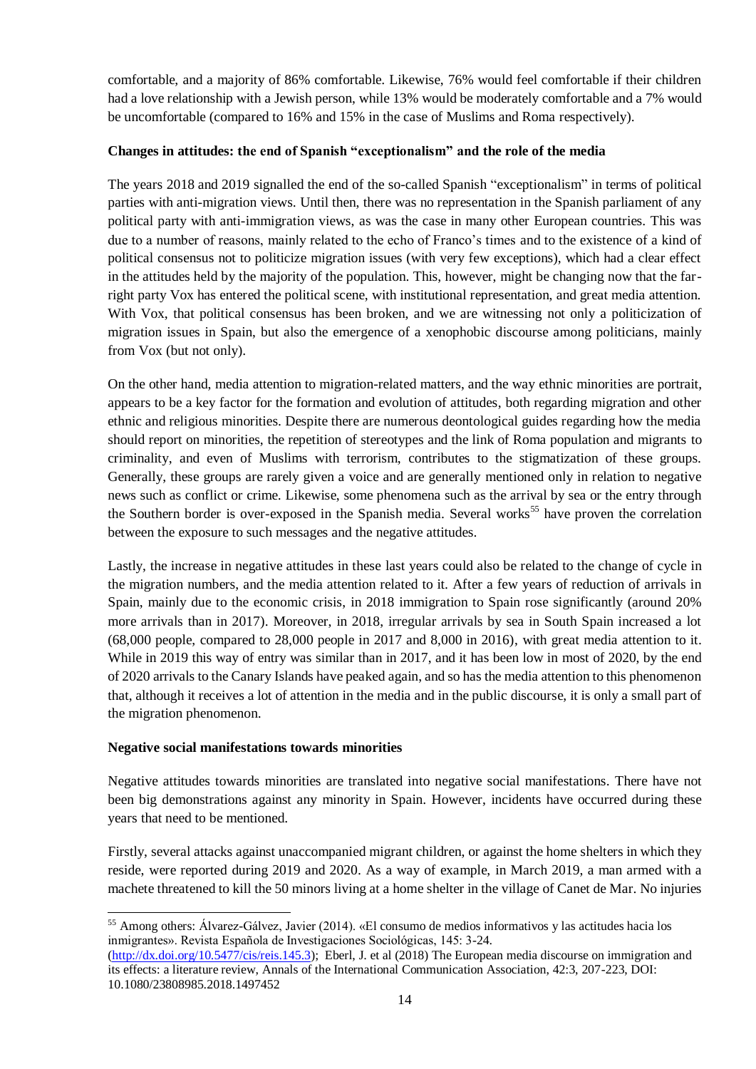comfortable, and a majority of 86% comfortable. Likewise, 76% would feel comfortable if their children had a love relationship with a Jewish person, while 13% would be moderately comfortable and a 7% would be uncomfortable (compared to 16% and 15% in the case of Muslims and Roma respectively).

**Changes in attitudes: the end of Spanish "exceptionalism" and the role of the media**

The years 2018 and 2019 signalled the end of the so-called Spanish "exceptionalism" in terms of political parties with anti-migration views. Until then, there was no representation in the Spanish parliament of any political party with anti-immigration views, as was the case in many other European countries. This was due to a number of reasons, mainly related to the echo of Franco's times and to the existence of a kind of political consensus not to politicize migration issues (with very few exceptions), which had a clear effect in the attitudes held by the majority of the population. This, however, might be changing now that the far-right party Vox has entered the political scene, with institutional representation, and great media attention. With Vox, that political consensus has been broken, and we are witnessing not only a politicization of migration issues in Spain, but also the emergence of a xenophobic discourse among politicians, mainly from Vox (but not only).

On the other hand, media attention to migration-related matters, and the way ethnic minorities are portrait, appears to be a key factor for the formation and evolution of attitudes, both regarding migration and other ethnic and religious minorities. Despite there are numerous deontological guides regarding how the media should report on minorities, the repetition of stereotypes and the link of Roma population and migrants to criminality, and even of Muslims with terrorism, contributes to the stigmatization of these groups. Generally, these groups are rarely given a voice and are generally mentioned only in relation to negative news such as conflict or crime. Likewise, some phenomena such as the arrival by sea or the entry through the Southern border is over-exposed in the Spanish media. Several works[55] have proven the correlation between the exposure to such messages and the negative attitudes.

Lastly, the increase in negative attitudes in these last years could also be related to the change of cycle in the migration numbers, and the media attention related to it. After a few years of reduction of arrivals in Spain, mainly due to the economic crisis, in 2018 immigration to Spain rose significantly (around 20% more arrivals than in 2017). Moreover, in 2018, irregular arrivals by sea in South Spain increased a lot (68,000 people, compared to 28,000 people in 2017 and 8,000 in 2016), with great media attention to it. While in 2019 this way of entry was similar than in 2017, and it has been low in most of 2020, by the end of 2020 arrivals to the Canary Islands have peaked again, and so has the media attention to this phenomenon that, although it receives a lot of attention in the media and in the public discourse, it is only a small part of the migration phenomenon.

**Negative social manifestations towards minorities**

Negative attitudes towards minorities are translated into negative social manifestations. There have not been big demonstrations against any minority in Spain. However, incidents have occurred during these years that need to be mentioned.

Firstly, several attacks against unaccompanied migrant children, or against the home shelters in which they reside, were reported during 2019 and 2020. As a way of example, in March 2019, a man armed with a machete threatened to kill the 50 minors living at a home shelter in the village of Canet de Mar. No injuries

---

[55] Among others: Álvarez-Gálvez, Javier (2014). «El consumo de medios informativos y las actitudes hacia los inmigrantes». Revista Española de Investigaciones Sociológicas, 145: 3-24. (http://dx.doi.org/10.5477/cis/reis.145.3); Eberl, J. et al (2018) The European media discourse on immigration and its effects: a literature review, Annals of the International Communication Association, 42:3, 207-223, DOI: 10.1080/23808985.2018.1497452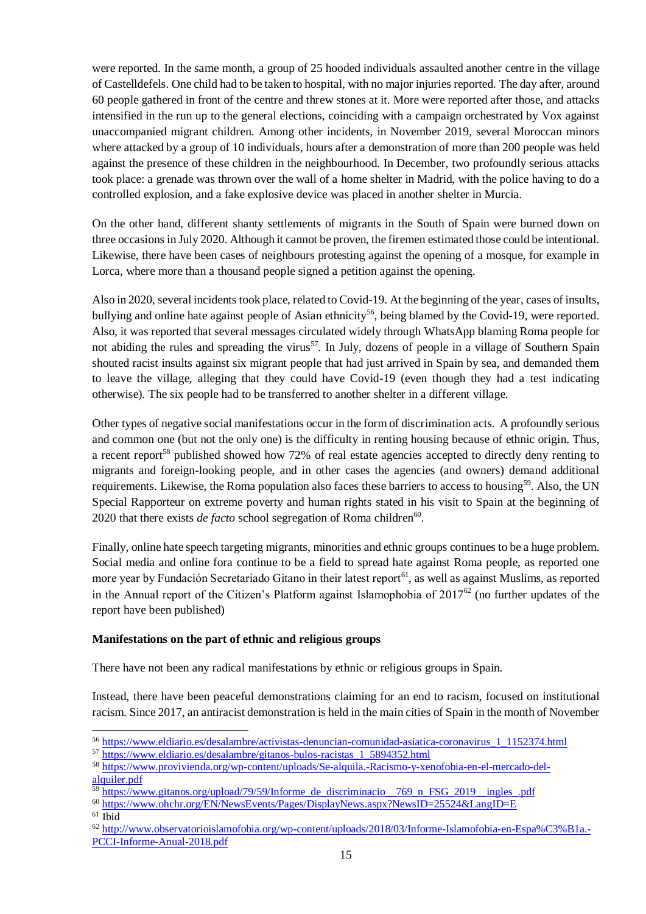were reported. In the same month, a group of 25 hooded individuals assaulted another centre in the village of Castelldefels. One child had to be taken to hospital, with no major injuries reported. The day after, around 60 people gathered in front of the centre and threw stones at it. More were reported after those, and attacks intensified in the run up to the general elections, coinciding with a campaign orchestrated by Vox against unaccompanied migrant children. Among other incidents, in November 2019, several Moroccan minors where attacked by a group of 10 individuals, hours after a demonstration of more than 200 people was held against the presence of these children in the neighbourhood. In December, two profoundly serious attacks took place: a grenade was thrown over the wall of a home shelter in Madrid, with the police having to do a controlled explosion, and a fake explosive device was placed in another shelter in Murcia.

On the other hand, different shanty settlements of migrants in the South of Spain were burned down on three occasions in July 2020. Although it cannot be proven, the firemen estimated those could be intentional. Likewise, there have been cases of neighbours protesting against the opening of a mosque, for example in Lorca, where more than a thousand people signed a petition against the opening.

Also in 2020, several incidents took place, related to Covid-19. At the beginning of the year, cases of insults, bullying and online hate against people of Asian ethnicity[56], being blamed by the Covid-19, were reported. Also, it was reported that several messages circulated widely through WhatsApp blaming Roma people for not abiding the rules and spreading the virus[57]. In July, dozens of people in a village of Southern Spain shouted racist insults against six migrant people that had just arrived in Spain by sea, and demanded them to leave the village, alleging that they could have Covid-19 (even though they had a test indicating otherwise). The six people had to be transferred to another shelter in a different village.

Other types of negative social manifestations occur in the form of discrimination acts. A profoundly serious and common one (but not the only one) is the difficulty in renting housing because of ethnic origin. Thus, a recent report[58] published showed how 72% of real estate agencies accepted to directly deny renting to migrants and foreign-looking people, and in other cases the agencies (and owners) demand additional requirements. Likewise, the Roma population also faces these barriers to access to housing[59]. Also, the UN Special Rapporteur on extreme poverty and human rights stated in his visit to Spain at the beginning of 2020 that there exists *de facto* school segregation of Roma children[60].

Finally, online hate speech targeting migrants, minorities and ethnic groups continues to be a huge problem. Social media and online fora continue to be a field to spread hate against Roma people, as reported one more year by Fundación Secretariado Gitano in their latest report[61], as well as against Muslims, as reported in the Annual report of the Citizen's Platform against Islamophobia of 2017[62] (no further updates of the report have been published)

**Manifestations on the part of ethnic and religious groups**

There have not been any radical manifestations by ethnic or religious groups in Spain.

Instead, there have been peaceful demonstrations claiming for an end to racism, focused on institutional racism. Since 2017, an antiracist demonstration is held in the main cities of Spain in the month of November

---

[56] https://www.eldiario.es/desalambre/activistas-denuncian-comunidad-asiatica-coronavirus_1_1152374.html

[57] https://www.eldiario.es/desalambre/gitanos-bulos-racistas_1_5894352.html

[58] https://www.provivienda.org/wp-content/uploads/Se-alquila.-Racismo-y-xenofobia-en-el-mercado-del-alquiler.pdf

[59] https://www.gitanos.org/upload/79/59/Informe_de_discriminacio__769_n_FSG_2019__ingles_.pdf

[60] https://www.ohchr.org/EN/NewsEvents/Pages/DisplayNews.aspx?NewsID=25524&LangID=E

[61] Ibid

[62] http://www.observatorioislamofobia.org/wp-content/uploads/2018/03/Informe-Islamofobia-en-Espa%C3%B1a.-PCCI-Informe-Anual-2018.pdf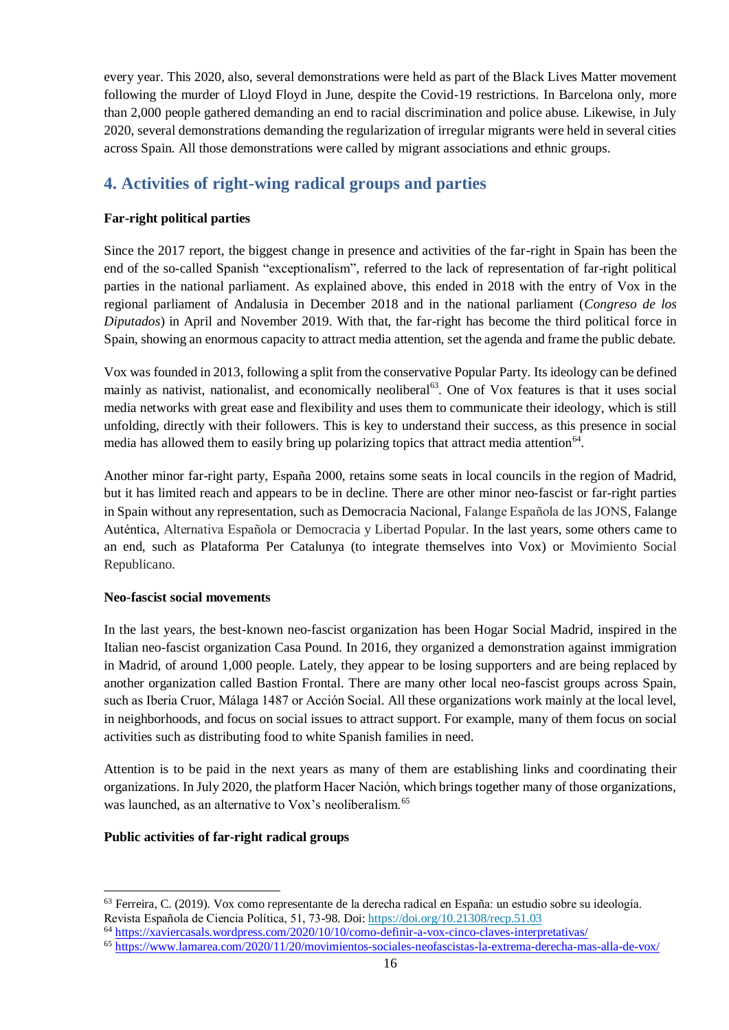every year. This 2020, also, several demonstrations were held as part of the Black Lives Matter movement following the murder of Lloyd Floyd in June, despite the Covid-19 restrictions. In Barcelona only, more than 2,000 people gathered demanding an end to racial discrimination and police abuse. Likewise, in July 2020, several demonstrations demanding the regularization of irregular migrants were held in several cities across Spain. All those demonstrations were called by migrant associations and ethnic groups.

## 4. Activities of right-wing radical groups and parties

**Far-right political parties**

Since the 2017 report, the biggest change in presence and activities of the far-right in Spain has been the end of the so-called Spanish "exceptionalism", referred to the lack of representation of far-right political parties in the national parliament. As explained above, this ended in 2018 with the entry of Vox in the regional parliament of Andalusia in December 2018 and in the national parliament (*Congreso de los Diputados*) in April and November 2019. With that, the far-right has become the third political force in Spain, showing an enormous capacity to attract media attention, set the agenda and frame the public debate.

Vox was founded in 2013, following a split from the conservative Popular Party. Its ideology can be defined mainly as nativist, nationalist, and economically neoliberal[63]. One of Vox features is that it uses social media networks with great ease and flexibility and uses them to communicate their ideology, which is still unfolding, directly with their followers. This is key to understand their success, as this presence in social media has allowed them to easily bring up polarizing topics that attract media attention[64].

Another minor far-right party, España 2000, retains some seats in local councils in the region of Madrid, but it has limited reach and appears to be in decline. There are other minor neo-fascist or far-right parties in Spain without any representation, such as Democracia Nacional, Falange Española de las JONS, Falange Auténtica, Alternativa Española or Democracia y Libertad Popular. In the last years, some others came to an end, such as Plataforma Per Catalunya (to integrate themselves into Vox) or Movimiento Social Republicano.

**Neo-fascist social movements**

In the last years, the best-known neo-fascist organization has been Hogar Social Madrid, inspired in the Italian neo-fascist organization Casa Pound. In 2016, they organized a demonstration against immigration in Madrid, of around 1,000 people. Lately, they appear to be losing supporters and are being replaced by another organization called Bastion Frontal. There are many other local neo-fascist groups across Spain, such as Iberia Cruor, Málaga 1487 or Acción Social. All these organizations work mainly at the local level, in neighborhoods, and focus on social issues to attract support. For example, many of them focus on social activities such as distributing food to white Spanish families in need.

Attention is to be paid in the next years as many of them are establishing links and coordinating their organizations. In July 2020, the platform Hacer Nación, which brings together many of those organizations, was launched, as an alternative to Vox's neoliberalism.[65]

**Public activities of far-right radical groups**

---

[63] Ferreira, C. (2019). Vox como representante de la derecha radical en España: un estudio sobre su ideología. Revista Española de Ciencia Política, 51, 73-98. Doi: https://doi.org/10.21308/recp.51.03

[64] https://xaviercasals.wordpress.com/2020/10/10/como-definir-a-vox-cinco-claves-interpretativas/

[65] https://www.lamarea.com/2020/11/20/movimientos-sociales-neofascistas-la-extrema-derecha-mas-alla-de-vox/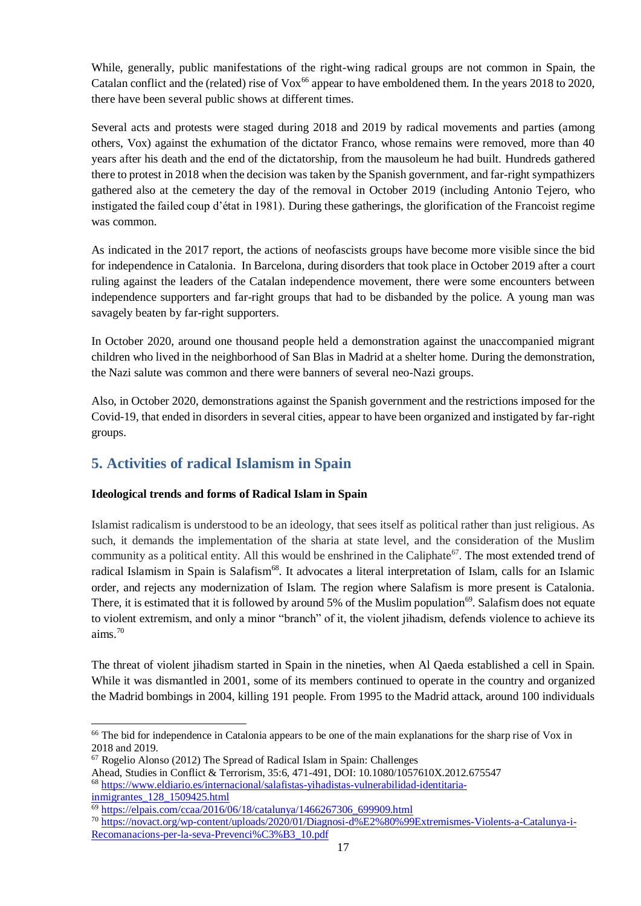While, generally, public manifestations of the right-wing radical groups are not common in Spain, the Catalan conflict and the (related) rise of Vox[66] appear to have emboldened them. In the years 2018 to 2020, there have been several public shows at different times.

Several acts and protests were staged during 2018 and 2019 by radical movements and parties (among others, Vox) against the exhumation of the dictator Franco, whose remains were removed, more than 40 years after his death and the end of the dictatorship, from the mausoleum he had built. Hundreds gathered there to protest in 2018 when the decision was taken by the Spanish government, and far-right sympathizers gathered also at the cemetery the day of the removal in October 2019 (including Antonio Tejero, who instigated the failed coup d'état in 1981). During these gatherings, the glorification of the Francoist regime was common.

As indicated in the 2017 report, the actions of neofascists groups have become more visible since the bid for independence in Catalonia. In Barcelona, during disorders that took place in October 2019 after a court ruling against the leaders of the Catalan independence movement, there were some encounters between independence supporters and far-right groups that had to be disbanded by the police. A young man was savagely beaten by far-right supporters.

In October 2020, around one thousand people held a demonstration against the unaccompanied migrant children who lived in the neighborhood of San Blas in Madrid at a shelter home. During the demonstration, the Nazi salute was common and there were banners of several neo-Nazi groups.

Also, in October 2020, demonstrations against the Spanish government and the restrictions imposed for the Covid-19, that ended in disorders in several cities, appear to have been organized and instigated by far-right groups.

## 5. Activities of radical Islamism in Spain

**Ideological trends and forms of Radical Islam in Spain**

Islamist radicalism is understood to be an ideology, that sees itself as political rather than just religious. As such, it demands the implementation of the sharia at state level, and the consideration of the Muslim community as a political entity. All this would be enshrined in the Caliphate[67]. The most extended trend of radical Islamism in Spain is Salafism[68]. It advocates a literal interpretation of Islam, calls for an Islamic order, and rejects any modernization of Islam. The region where Salafism is more present is Catalonia. There, it is estimated that it is followed by around 5% of the Muslim population[69]. Salafism does not equate to violent extremism, and only a minor "branch" of it, the violent jihadism, defends violence to achieve its aims.[70]

The threat of violent jihadism started in Spain in the nineties, when Al Qaeda established a cell in Spain. While it was dismantled in 2001, some of its members continued to operate in the country and organized the Madrid bombings in 2004, killing 191 people. From 1995 to the Madrid attack, around 100 individuals

---

[66] The bid for independence in Catalonia appears to be one of the main explanations for the sharp rise of Vox in 2018 and 2019.

[67] Rogelio Alonso (2012) The Spread of Radical Islam in Spain: Challenges Ahead, Studies in Conflict & Terrorism, 35:6, 471-491, DOI: 10.1080/1057610X.2012.675547

[68] https://www.eldiario.es/internacional/salafistas-yihadistas-vulnerabilidad-identitaria-inmigrantes_128_1509425.html

[69] https://elpais.com/ccaa/2016/06/18/catalunya/1466267306_699909.html

[70] https://novact.org/wp-content/uploads/2020/01/Diagnosi-d%E2%80%99Extremismes-Violents-a-Catalunya-i-Recomanacions-per-la-seva-Prevenci%C3%B3_10.pdf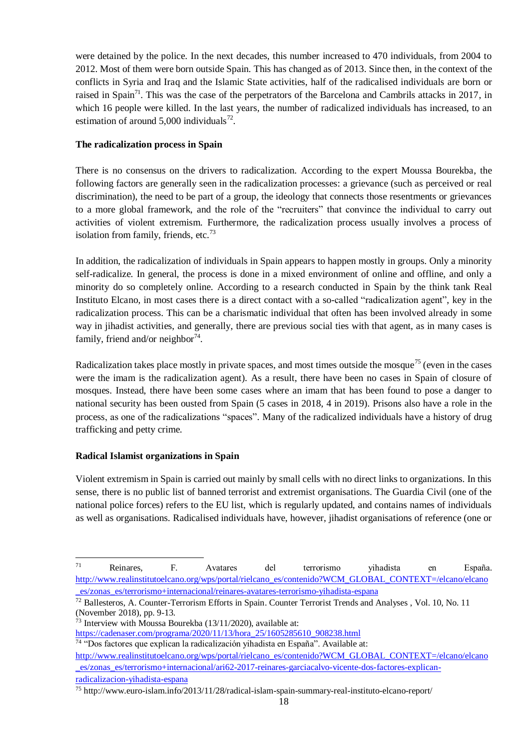were detained by the police. In the next decades, this number increased to 470 individuals, from 2004 to 2012. Most of them were born outside Spain. This has changed as of 2013. Since then, in the context of the conflicts in Syria and Iraq and the Islamic State activities, half of the radicalised individuals are born or raised in Spain[71]. This was the case of the perpetrators of the Barcelona and Cambrils attacks in 2017, in which 16 people were killed. In the last years, the number of radicalized individuals has increased, to an estimation of around 5,000 individuals[72].

**The radicalization process in Spain**

There is no consensus on the drivers to radicalization. According to the expert Moussa Bourekba, the following factors are generally seen in the radicalization processes: a grievance (such as perceived or real discrimination), the need to be part of a group, the ideology that connects those resentments or grievances to a more global framework, and the role of the "recruiters" that convince the individual to carry out activities of violent extremism. Furthermore, the radicalization process usually involves a process of isolation from family, friends, etc.[73]

In addition, the radicalization of individuals in Spain appears to happen mostly in groups. Only a minority self-radicalize. In general, the process is done in a mixed environment of online and offline, and only a minority do so completely online. According to a research conducted in Spain by the think tank Real Instituto Elcano, in most cases there is a direct contact with a so-called "radicalization agent", key in the radicalization process. This can be a charismatic individual that often has been involved already in some way in jihadist activities, and generally, there are previous social ties with that agent, as in many cases is family, friend and/or neighbor[74].

Radicalization takes place mostly in private spaces, and most times outside the mosque[75] (even in the cases were the imam is the radicalization agent). As a result, there have been no cases in Spain of closure of mosques. Instead, there have been some cases where an imam that has been found to pose a danger to national security has been ousted from Spain (5 cases in 2018, 4 in 2019). Prisons also have a role in the process, as one of the radicalizations "spaces". Many of the radicalized individuals have a history of drug trafficking and petty crime.

**Radical Islamist organizations in Spain**

Violent extremism in Spain is carried out mainly by small cells with no direct links to organizations. In this sense, there is no public list of banned terrorist and extremist organisations. The Guardia Civil (one of the national police forces) refers to the EU list, which is regularly updated, and contains names of individuals as well as organisations. Radicalised individuals have, however, jihadist organisations of reference (one or

---

[71] Reinares, F. Avatares del terrorismo yihadista en España. http://www.realinstitutoelcano.org/wps/portal/rielcano_es/contenido?WCM_GLOBAL_CONTEXT=/elcano/elcano_es/zonas_es/terrorismo+internacional/reinares-avatares-terrorismo-yihadista-espana

[72] Ballesteros, A. Counter-Terrorism Efforts in Spain. Counter Terrorist Trends and Analyses , Vol. 10, No. 11 (November 2018), pp. 9-13.

[73] Interview with Moussa Bourekba (13/11/2020), available at: https://cadenaser.com/programa/2020/11/13/hora_25/1605285610_908238.html

[74] "Dos factores que explican la radicalización yihadista en España". Available at: http://www.realinstitutoelcano.org/wps/portal/rielcano_es/contenido?WCM_GLOBAL_CONTEXT=/elcano/elcano_es/zonas_es/terrorismo+internacional/ari62-2017-reinares-garciacalvo-vicente-dos-factores-explican-radicalizacion-yihadista-espana

[75] http://www.euro-islam.info/2013/11/28/radical-islam-spain-summary-real-instituto-elcano-report/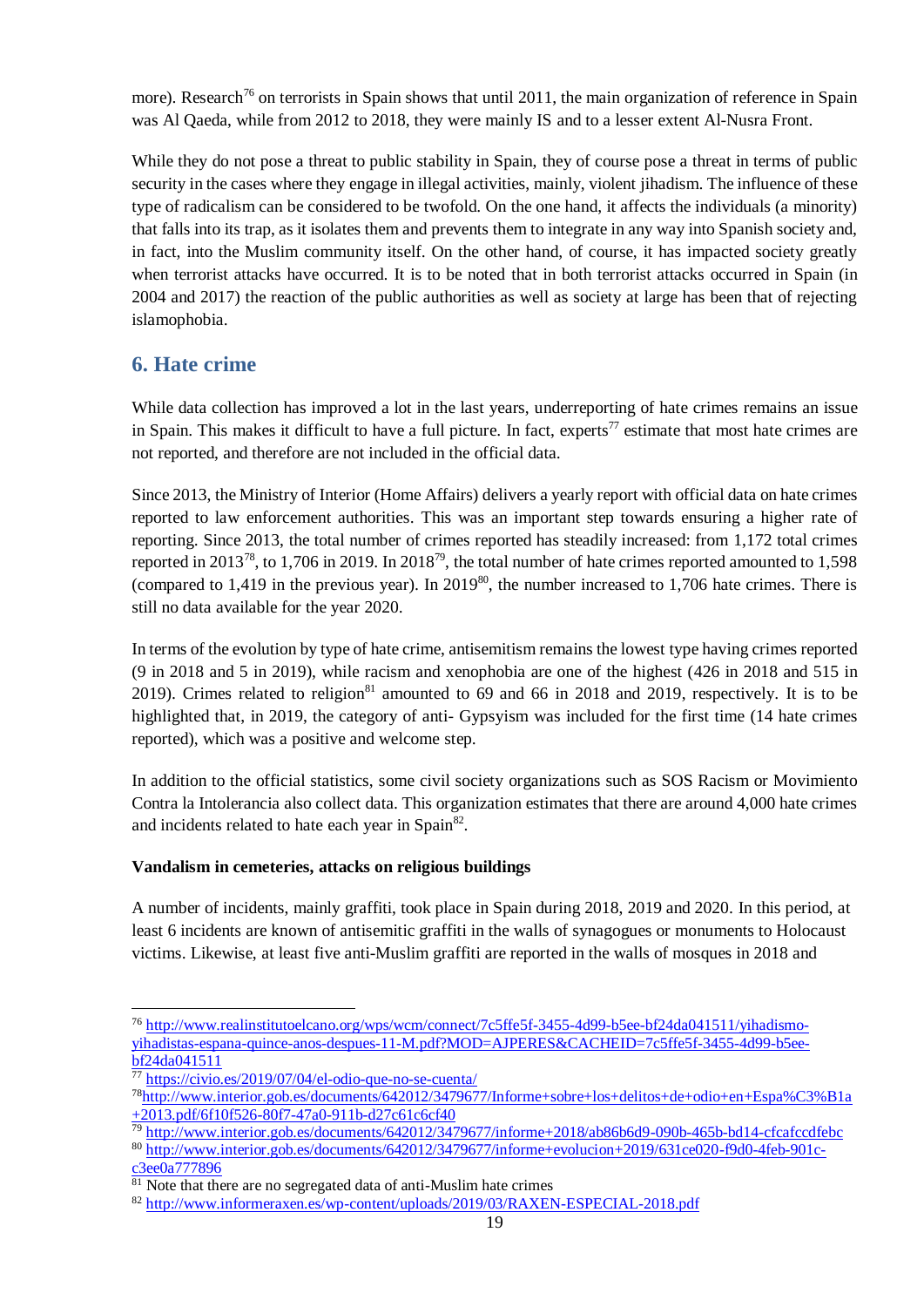more). Research[76] on terrorists in Spain shows that until 2011, the main organization of reference in Spain was Al Qaeda, while from 2012 to 2018, they were mainly IS and to a lesser extent Al-Nusra Front.

While they do not pose a threat to public stability in Spain, they of course pose a threat in terms of public security in the cases where they engage in illegal activities, mainly, violent jihadism. The influence of these type of radicalism can be considered to be twofold. On the one hand, it affects the individuals (a minority) that falls into its trap, as it isolates them and prevents them to integrate in any way into Spanish society and, in fact, into the Muslim community itself. On the other hand, of course, it has impacted society greatly when terrorist attacks have occurred. It is to be noted that in both terrorist attacks occurred in Spain (in 2004 and 2017) the reaction of the public authorities as well as society at large has been that of rejecting islamophobia.

## 6. Hate crime

While data collection has improved a lot in the last years, underreporting of hate crimes remains an issue in Spain. This makes it difficult to have a full picture. In fact, experts[77] estimate that most hate crimes are not reported, and therefore are not included in the official data.

Since 2013, the Ministry of Interior (Home Affairs) delivers a yearly report with official data on hate crimes reported to law enforcement authorities. This was an important step towards ensuring a higher rate of reporting. Since 2013, the total number of crimes reported has steadily increased: from 1,172 total crimes reported in 2013[78], to 1,706 in 2019. In 2018[79], the total number of hate crimes reported amounted to 1,598 (compared to 1,419 in the previous year). In 2019[80], the number increased to 1,706 hate crimes. There is still no data available for the year 2020.

In terms of the evolution by type of hate crime, antisemitism remains the lowest type having crimes reported (9 in 2018 and 5 in 2019), while racism and xenophobia are one of the highest (426 in 2018 and 515 in 2019). Crimes related to religion[81] amounted to 69 and 66 in 2018 and 2019, respectively. It is to be highlighted that, in 2019, the category of anti- Gypsyism was included for the first time (14 hate crimes reported), which was a positive and welcome step.

In addition to the official statistics, some civil society organizations such as SOS Racism or Movimiento Contra la Intolerancia also collect data. This organization estimates that there are around 4,000 hate crimes and incidents related to hate each year in Spain[82].

**Vandalism in cemeteries, attacks on religious buildings**

A number of incidents, mainly graffiti, took place in Spain during 2018, 2019 and 2020. In this period, at least 6 incidents are known of antisemitic graffiti in the walls of synagogues or monuments to Holocaust victims. Likewise, at least five anti-Muslim graffiti are reported in the walls of mosques in 2018 and

---

[76] http://www.realinstitutoelcano.org/wps/wcm/connect/7c5ffe5f-3455-4d99-b5ee-bf24da041511/yihadismo-yihadistas-espana-quince-anos-despues-11-M.pdf?MOD=AJPERES&CACHEID=7c5ffe5f-3455-4d99-b5ee-bf24da041511

[77] https://civio.es/2019/07/04/el-odio-que-no-se-cuenta/

[78] http://www.interior.gob.es/documents/642012/3479677/Informe+sobre+los+delitos+de+odio+en+Espa%C3%B1a+2013.pdf/6f10f526-80f7-47a0-911b-d27c61c6cf40

[79] http://www.interior.gob.es/documents/642012/3479677/informe+2018/ab86b6d9-090b-465b-bd14-cfcafccdfebc

[80] http://www.interior.gob.es/documents/642012/3479677/informe+evolucion+2019/631ce020-f9d0-4feb-901c-c3ee0a777896

[81] Note that there are no segregated data of anti-Muslim hate crimes

[82] http://www.informeraxen.es/wp-content/uploads/2019/03/RAXEN-ESPECIAL-2018.pdf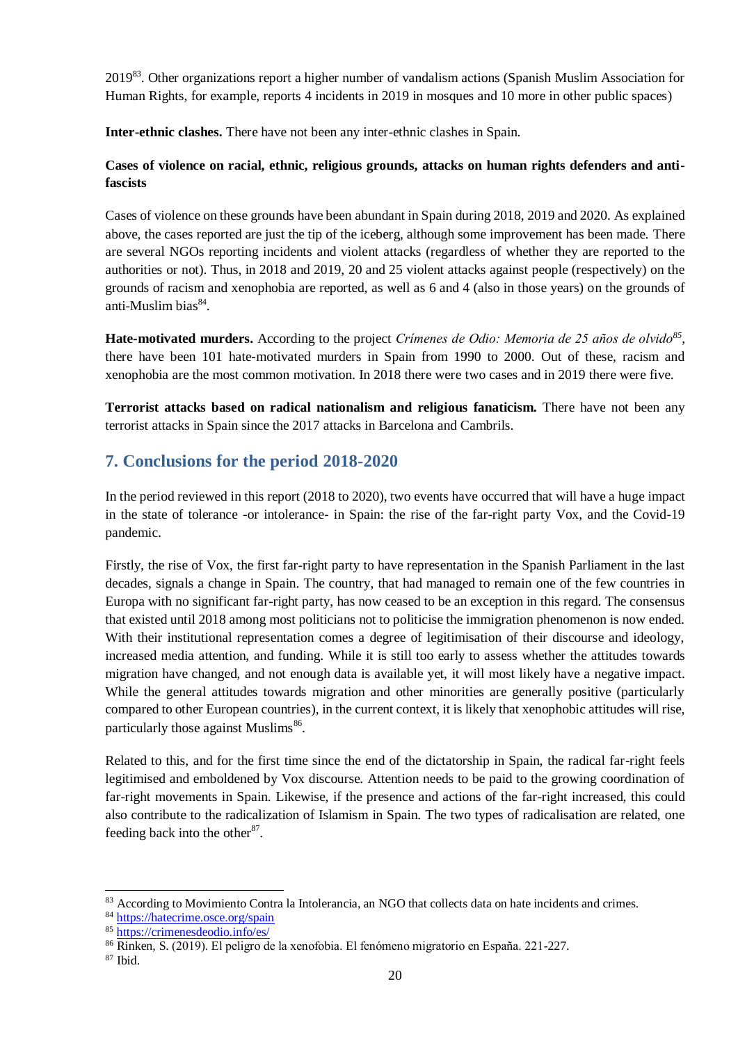2019[83]. Other organizations report a higher number of vandalism actions (Spanish Muslim Association for Human Rights, for example, reports 4 incidents in 2019 in mosques and 10 more in other public spaces)

**Inter-ethnic clashes.** There have not been any inter-ethnic clashes in Spain.

**Cases of violence on racial, ethnic, religious grounds, attacks on human rights defenders and anti-fascists**

Cases of violence on these grounds have been abundant in Spain during 2018, 2019 and 2020. As explained above, the cases reported are just the tip of the iceberg, although some improvement has been made. There are several NGOs reporting incidents and violent attacks (regardless of whether they are reported to the authorities or not). Thus, in 2018 and 2019, 20 and 25 violent attacks against people (respectively) on the grounds of racism and xenophobia are reported, as well as 6 and 4 (also in those years) on the grounds of anti-Muslim bias[84].

**Hate-motivated murders.** According to the project *Crímenes de Odio: Memoria de 25 años de olvido*[85], there have been 101 hate-motivated murders in Spain from 1990 to 2000. Out of these, racism and xenophobia are the most common motivation. In 2018 there were two cases and in 2019 there were five.

**Terrorist attacks based on radical nationalism and religious fanaticism.** There have not been any terrorist attacks in Spain since the 2017 attacks in Barcelona and Cambrils.

## 7. Conclusions for the period 2018-2020

In the period reviewed in this report (2018 to 2020), two events have occurred that will have a huge impact in the state of tolerance -or intolerance- in Spain: the rise of the far-right party Vox, and the Covid-19 pandemic.

Firstly, the rise of Vox, the first far-right party to have representation in the Spanish Parliament in the last decades, signals a change in Spain. The country, that had managed to remain one of the few countries in Europa with no significant far-right party, has now ceased to be an exception in this regard. The consensus that existed until 2018 among most politicians not to politicise the immigration phenomenon is now ended. With their institutional representation comes a degree of legitimisation of their discourse and ideology, increased media attention, and funding. While it is still too early to assess whether the attitudes towards migration have changed, and not enough data is available yet, it will most likely have a negative impact. While the general attitudes towards migration and other minorities are generally positive (particularly compared to other European countries), in the current context, it is likely that xenophobic attitudes will rise, particularly those against Muslims[86].

Related to this, and for the first time since the end of the dictatorship in Spain, the radical far-right feels legitimised and emboldened by Vox discourse. Attention needs to be paid to the growing coordination of far-right movements in Spain. Likewise, if the presence and actions of the far-right increased, this could also contribute to the radicalization of Islamism in Spain. The two types of radicalisation are related, one feeding back into the other[87].

---

[83] According to Movimiento Contra la Intolerancia, an NGO that collects data on hate incidents and crimes.

[84] https://hatecrime.osce.org/spain

[85] https://crimenesdeodio.info/es/

[86] Rinken, S. (2019). El peligro de la xenofobia. El fenómeno migratorio en España. 221-227.

[87] Ibid.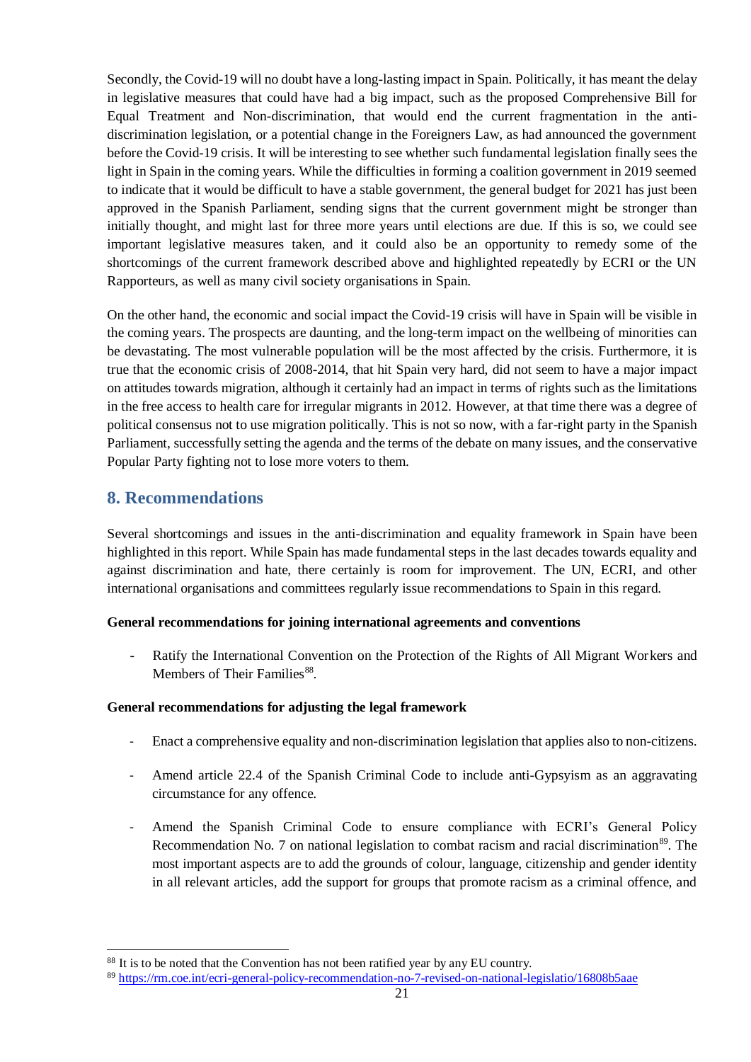Secondly, the Covid-19 will no doubt have a long-lasting impact in Spain. Politically, it has meant the delay in legislative measures that could have had a big impact, such as the proposed Comprehensive Bill for Equal Treatment and Non-discrimination, that would end the current fragmentation in the anti-discrimination legislation, or a potential change in the Foreigners Law, as had announced the government before the Covid-19 crisis. It will be interesting to see whether such fundamental legislation finally sees the light in Spain in the coming years. While the difficulties in forming a coalition government in 2019 seemed to indicate that it would be difficult to have a stable government, the general budget for 2021 has just been approved in the Spanish Parliament, sending signs that the current government might be stronger than initially thought, and might last for three more years until elections are due. If this is so, we could see important legislative measures taken, and it could also be an opportunity to remedy some of the shortcomings of the current framework described above and highlighted repeatedly by ECRI or the UN Rapporteurs, as well as many civil society organisations in Spain.

On the other hand, the economic and social impact the Covid-19 crisis will have in Spain will be visible in the coming years. The prospects are daunting, and the long-term impact on the wellbeing of minorities can be devastating. The most vulnerable population will be the most affected by the crisis. Furthermore, it is true that the economic crisis of 2008-2014, that hit Spain very hard, did not seem to have a major impact on attitudes towards migration, although it certainly had an impact in terms of rights such as the limitations in the free access to health care for irregular migrants in 2012. However, at that time there was a degree of political consensus not to use migration politically. This is not so now, with a far-right party in the Spanish Parliament, successfully setting the agenda and the terms of the debate on many issues, and the conservative Popular Party fighting not to lose more voters to them.

## 8. Recommendations

Several shortcomings and issues in the anti-discrimination and equality framework in Spain have been highlighted in this report. While Spain has made fundamental steps in the last decades towards equality and against discrimination and hate, there certainly is room for improvement. The UN, ECRI, and other international organisations and committees regularly issue recommendations to Spain in this regard.

**General recommendations for joining international agreements and conventions**

- Ratify the International Convention on the Protection of the Rights of All Migrant Workers and Members of Their Families[88].

**General recommendations for adjusting the legal framework**

- Enact a comprehensive equality and non-discrimination legislation that applies also to non-citizens.
- Amend article 22.4 of the Spanish Criminal Code to include anti-Gypsyism as an aggravating circumstance for any offence.
- Amend the Spanish Criminal Code to ensure compliance with ECRI's General Policy Recommendation No. 7 on national legislation to combat racism and racial discrimination[89]. The most important aspects are to add the grounds of colour, language, citizenship and gender identity in all relevant articles, add the support for groups that promote racism as a criminal offence, and

[88] It is to be noted that the Convention has not been ratified year by any EU country.

[89] https://rm.coe.int/ecri-general-policy-recommendation-no-7-revised-on-national-legislatio/16808b5aae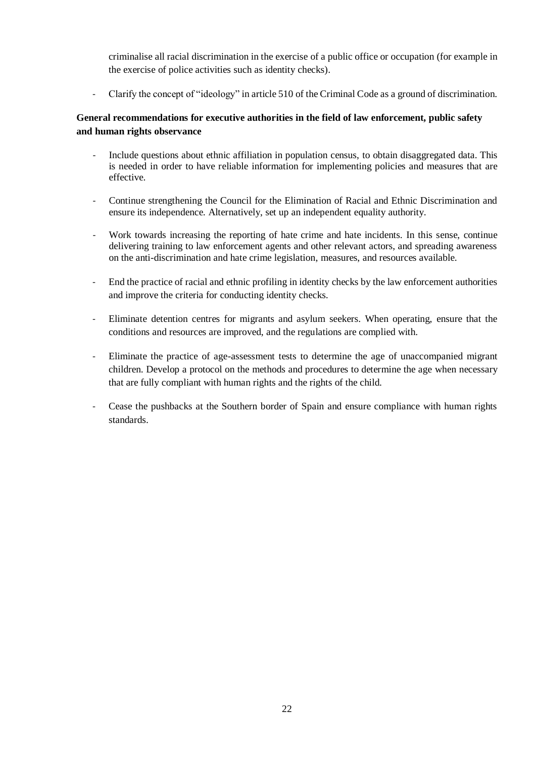criminalise all racial discrimination in the exercise of a public office or occupation (for example in the exercise of police activities such as identity checks).

- Clarify the concept of "ideology" in article 510 of the Criminal Code as a ground of discrimination.

**General recommendations for executive authorities in the field of law enforcement, public safety and human rights observance**

- Include questions about ethnic affiliation in population census, to obtain disaggregated data. This is needed in order to have reliable information for implementing policies and measures that are effective.

- Continue strengthening the Council for the Elimination of Racial and Ethnic Discrimination and ensure its independence. Alternatively, set up an independent equality authority.

- Work towards increasing the reporting of hate crime and hate incidents. In this sense, continue delivering training to law enforcement agents and other relevant actors, and spreading awareness on the anti-discrimination and hate crime legislation, measures, and resources available.

- End the practice of racial and ethnic profiling in identity checks by the law enforcement authorities and improve the criteria for conducting identity checks.

- Eliminate detention centres for migrants and asylum seekers. When operating, ensure that the conditions and resources are improved, and the regulations are complied with.

- Eliminate the practice of age-assessment tests to determine the age of unaccompanied migrant children. Develop a protocol on the methods and procedures to determine the age when necessary that are fully compliant with human rights and the rights of the child.

- Cease the pushbacks at the Southern border of Spain and ensure compliance with human rights standards.